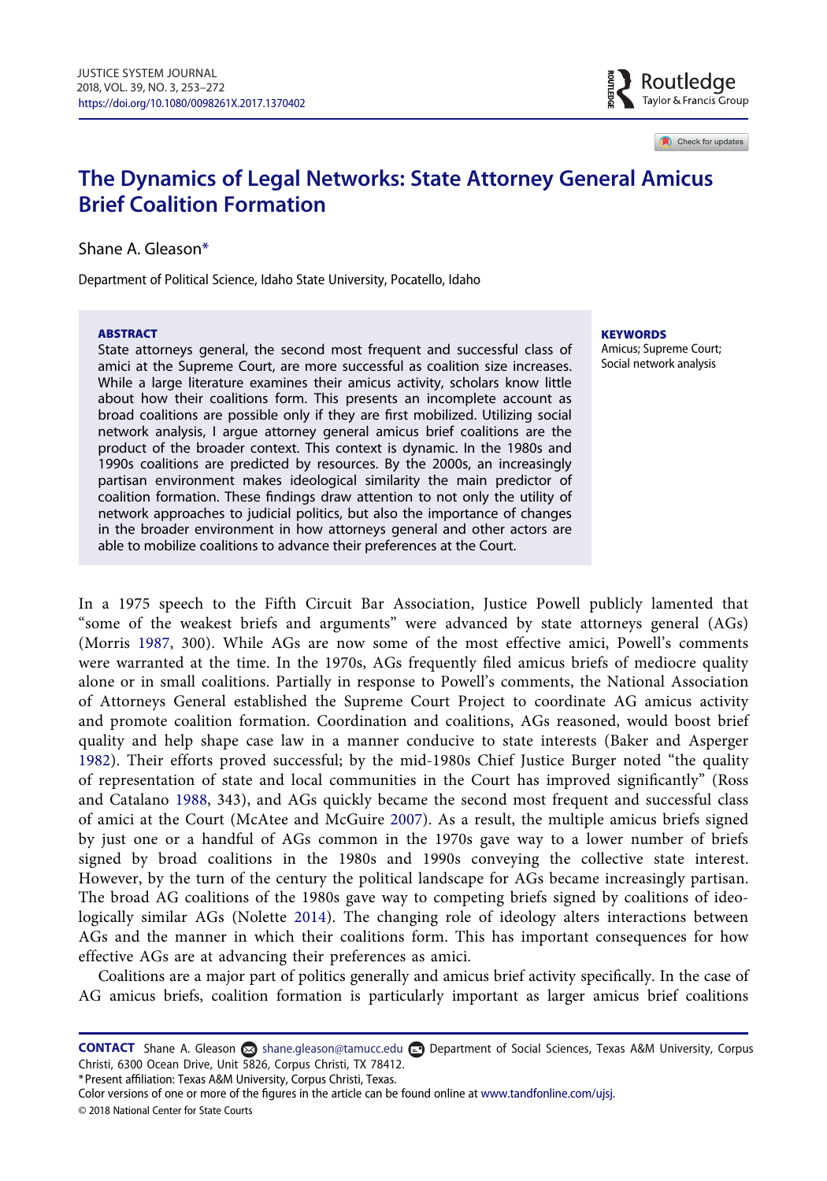# The Dynamics of Legal Networks: State Attorney General Amicus Brief Coalition Formation

Shane A. Gleason*

Department of Political Science, Idaho State University, Pocatello, Idaho

**ABSTRACT**

State attorneys general, the second most frequent and successful class of amici at the Supreme Court, are more successful as coalition size increases. While a large literature examines their amicus activity, scholars know little about how their coalitions form. This presents an incomplete account as broad coalitions are possible only if they are first mobilized. Utilizing social network analysis, I argue attorney general amicus brief coalitions are the product of the broader context. This context is dynamic. In the 1980s and 1990s coalitions are predicted by resources. By the 2000s, an increasingly partisan environment makes ideological similarity the main predictor of coalition formation. These findings draw attention to not only the utility of network approaches to judicial politics, but also the importance of changes in the broader environment in how attorneys general and other actors are able to mobilize coalitions to advance their preferences at the Court.

**KEYWORDS**

Amicus; Supreme Court; Social network analysis

In a 1975 speech to the Fifth Circuit Bar Association, Justice Powell publicly lamented that "some of the weakest briefs and arguments" were advanced by state attorneys general (AGs) (Morris 1987, 300). While AGs are now some of the most effective amici, Powell's comments were warranted at the time. In the 1970s, AGs frequently filed amicus briefs of mediocre quality alone or in small coalitions. Partially in response to Powell's comments, the National Association of Attorneys General established the Supreme Court Project to coordinate AG amicus activity and promote coalition formation. Coordination and coalitions, AGs reasoned, would boost brief quality and help shape case law in a manner conducive to state interests (Baker and Asperger 1982). Their efforts proved successful; by the mid-1980s Chief Justice Burger noted "the quality of representation of state and local communities in the Court has improved significantly" (Ross and Catalano 1988, 343), and AGs quickly became the second most frequent and successful class of amici at the Court (McAtee and McGuire 2007). As a result, the multiple amicus briefs signed by just one or a handful of AGs common in the 1970s gave way to a lower number of briefs signed by broad coalitions in the 1980s and 1990s conveying the collective state interest. However, by the turn of the century the political landscape for AGs became increasingly partisan. The broad AG coalitions of the 1980s gave way to competing briefs signed by coalitions of ideologically similar AGs (Nolette 2014). The changing role of ideology alters interactions between AGs and the manner in which their coalitions form. This has important consequences for how effective AGs are at advancing their preferences as amici.

Coalitions are a major part of politics generally and amicus brief activity specifically. In the case of AG amicus briefs, coalition formation is particularly important as larger amicus brief coalitions

---

**CONTACT** Shane A. Gleason shane.gleason@tamucc.edu Department of Social Sciences, Texas A&M University, Corpus Christi, 6300 Ocean Drive, Unit 5826, Corpus Christi, TX 78412.

*Present affiliation: Texas A&M University, Corpus Christi, Texas.

Color versions of one or more of the figures in the article can be found online at www.tandfonline.com/ujsj.

© 2018 National Center for State Courts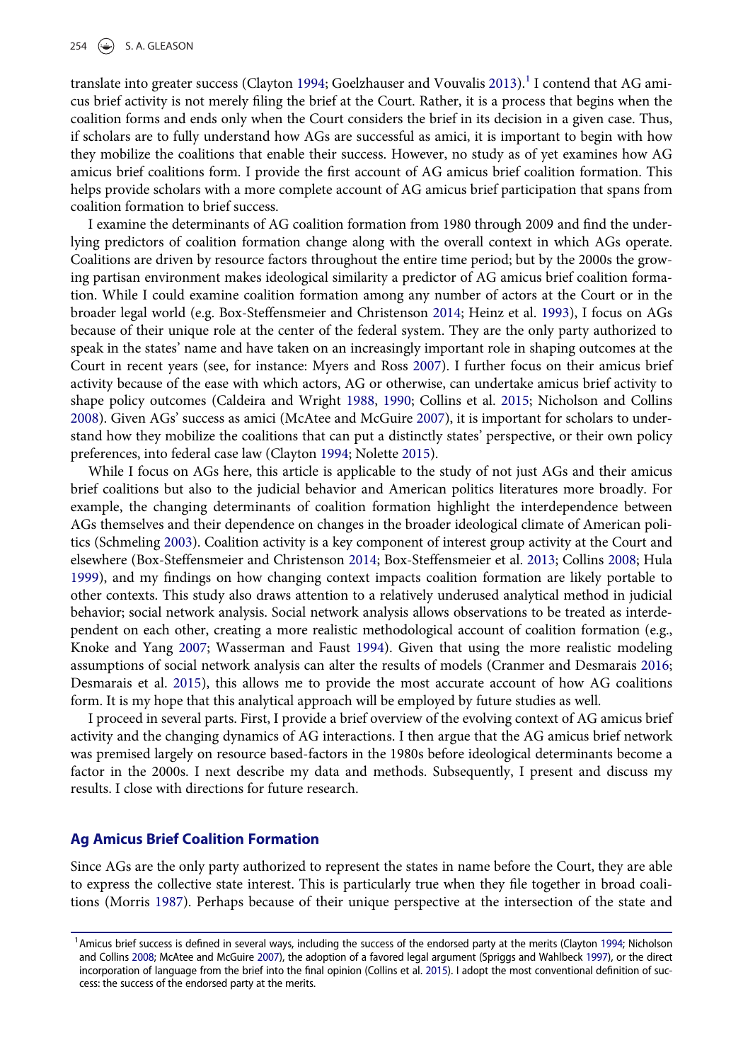translate into greater success (Clayton 1994; Goelzhauser and Vouvalis 2013).[1] I contend that AG amicus brief activity is not merely filing the brief at the Court. Rather, it is a process that begins when the coalition forms and ends only when the Court considers the brief in its decision in a given case. Thus, if scholars are to fully understand how AGs are successful as amici, it is important to begin with how they mobilize the coalitions that enable their success. However, no study as of yet examines how AG amicus brief coalitions form. I provide the first account of AG amicus brief coalition formation. This helps provide scholars with a more complete account of AG amicus brief participation that spans from coalition formation to brief success.

I examine the determinants of AG coalition formation from 1980 through 2009 and find the underlying predictors of coalition formation change along with the overall context in which AGs operate. Coalitions are driven by resource factors throughout the entire time period; but by the 2000s the growing partisan environment makes ideological similarity a predictor of AG amicus brief coalition formation. While I could examine coalition formation among any number of actors at the Court or in the broader legal world (e.g. Box-Steffensmeier and Christenson 2014; Heinz et al. 1993), I focus on AGs because of their unique role at the center of the federal system. They are the only party authorized to speak in the states' name and have taken on an increasingly important role in shaping outcomes at the Court in recent years (see, for instance: Myers and Ross 2007). I further focus on their amicus brief activity because of the ease with which actors, AG or otherwise, can undertake amicus brief activity to shape policy outcomes (Caldeira and Wright 1988, 1990; Collins et al. 2015; Nicholson and Collins 2008). Given AGs' success as amici (McAtee and McGuire 2007), it is important for scholars to understand how they mobilize the coalitions that can put a distinctly states' perspective, or their own policy preferences, into federal case law (Clayton 1994; Nolette 2015).

While I focus on AGs here, this article is applicable to the study of not just AGs and their amicus brief coalitions but also to the judicial behavior and American politics literatures more broadly. For example, the changing determinants of coalition formation highlight the interdependence between AGs themselves and their dependence on changes in the broader ideological climate of American politics (Schmeling 2003). Coalition activity is a key component of interest group activity at the Court and elsewhere (Box-Steffensmeier and Christenson 2014; Box-Steffensmeier et al. 2013; Collins 2008; Hula 1999), and my findings on how changing context impacts coalition formation are likely portable to other contexts. This study also draws attention to a relatively underused analytical method in judicial behavior; social network analysis. Social network analysis allows observations to be treated as interdependent on each other, creating a more realistic methodological account of coalition formation (e.g., Knoke and Yang 2007; Wasserman and Faust 1994). Given that using the more realistic modeling assumptions of social network analysis can alter the results of models (Cranmer and Desmarais 2016; Desmarais et al. 2015), this allows me to provide the most accurate account of how AG coalitions form. It is my hope that this analytical approach will be employed by future studies as well.

I proceed in several parts. First, I provide a brief overview of the evolving context of AG amicus brief activity and the changing dynamics of AG interactions. I then argue that the AG amicus brief network was premised largely on resource based-factors in the 1980s before ideological determinants become a factor in the 2000s. I next describe my data and methods. Subsequently, I present and discuss my results. I close with directions for future research.

## Ag Amicus Brief Coalition Formation

Since AGs are the only party authorized to represent the states in name before the Court, they are able to express the collective state interest. This is particularly true when they file together in broad coalitions (Morris 1987). Perhaps because of their unique perspective at the intersection of the state and

[1] Amicus brief success is defined in several ways, including the success of the endorsed party at the merits (Clayton 1994; Nicholson and Collins 2008; McAtee and McGuire 2007), the adoption of a favored legal argument (Spriggs and Wahlbeck 1997), or the direct incorporation of language from the brief into the final opinion (Collins et al. 2015). I adopt the most conventional definition of success: the success of the endorsed party at the merits.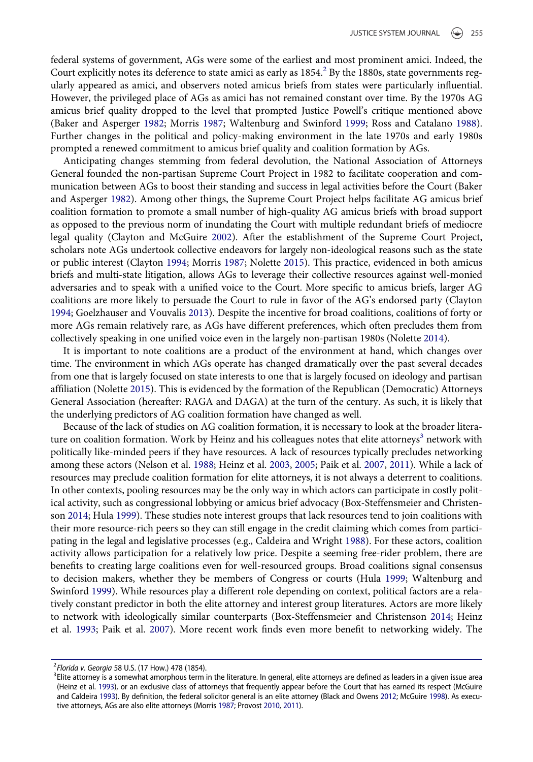federal systems of government, AGs were some of the earliest and most prominent amici. Indeed, the Court explicitly notes its deference to state amici as early as 1854.[2] By the 1880s, state governments regularly appeared as amici, and observers noted amicus briefs from states were particularly influential. However, the privileged place of AGs as amici has not remained constant over time. By the 1970s AG amicus brief quality dropped to the level that prompted Justice Powell's critique mentioned above (Baker and Asperger 1982; Morris 1987; Waltenburg and Swinford 1999; Ross and Catalano 1988). Further changes in the political and policy-making environment in the late 1970s and early 1980s prompted a renewed commitment to amicus brief quality and coalition formation by AGs.

Anticipating changes stemming from federal devolution, the National Association of Attorneys General founded the non-partisan Supreme Court Project in 1982 to facilitate cooperation and communication between AGs to boost their standing and success in legal activities before the Court (Baker and Asperger 1982). Among other things, the Supreme Court Project helps facilitate AG amicus brief coalition formation to promote a small number of high-quality AG amicus briefs with broad support as opposed to the previous norm of inundating the Court with multiple redundant briefs of mediocre legal quality (Clayton and McGuire 2002). After the establishment of the Supreme Court Project, scholars note AGs undertook collective endeavors for largely non-ideological reasons such as the state or public interest (Clayton 1994; Morris 1987; Nolette 2015). This practice, evidenced in both amicus briefs and multi-state litigation, allows AGs to leverage their collective resources against well-monied adversaries and to speak with a unified voice to the Court. More specific to amicus briefs, larger AG coalitions are more likely to persuade the Court to rule in favor of the AG's endorsed party (Clayton 1994; Goelzhauser and Vouvalis 2013). Despite the incentive for broad coalitions, coalitions of forty or more AGs remain relatively rare, as AGs have different preferences, which often precludes them from collectively speaking in one unified voice even in the largely non-partisan 1980s (Nolette 2014).

It is important to note coalitions are a product of the environment at hand, which changes over time. The environment in which AGs operate has changed dramatically over the past several decades from one that is largely focused on state interests to one that is largely focused on ideology and partisan affiliation (Nolette 2015). This is evidenced by the formation of the Republican (Democratic) Attorneys General Association (hereafter: RAGA and DAGA) at the turn of the century. As such, it is likely that the underlying predictors of AG coalition formation have changed as well.

Because of the lack of studies on AG coalition formation, it is necessary to look at the broader literature on coalition formation. Work by Heinz and his colleagues notes that elite attorneys[3] network with politically like-minded peers if they have resources. A lack of resources typically precludes networking among these actors (Nelson et al. 1988; Heinz et al. 2003, 2005; Paik et al. 2007, 2011). While a lack of resources may preclude coalition formation for elite attorneys, it is not always a deterrent to coalitions. In other contexts, pooling resources may be the only way in which actors can participate in costly political activity, such as congressional lobbying or amicus brief advocacy (Box-Steffensmeier and Christenson 2014; Hula 1999). These studies note interest groups that lack resources tend to join coalitions with their more resource-rich peers so they can still engage in the credit claiming which comes from participating in the legal and legislative processes (e.g., Caldeira and Wright 1988). For these actors, coalition activity allows participation for a relatively low price. Despite a seeming free-rider problem, there are benefits to creating large coalitions even for well-resourced groups. Broad coalitions signal consensus to decision makers, whether they be members of Congress or courts (Hula 1999; Waltenburg and Swinford 1999). While resources play a different role depending on context, political factors are a relatively constant predictor in both the elite attorney and interest group literatures. Actors are more likely to network with ideologically similar counterparts (Box-Steffensmeier and Christenson 2014; Heinz et al. 1993; Paik et al. 2007). More recent work finds even more benefit to networking widely. The

[2] *Florida v. Georgia* 58 U.S. (17 How.) 478 (1854).

[3] Elite attorney is a somewhat amorphous term in the literature. In general, elite attorneys are defined as leaders in a given issue area (Heinz et al. 1993), or an exclusive class of attorneys that frequently appear before the Court that has earned its respect (McGuire and Caldeira 1993). By definition, the federal solicitor general is an elite attorney (Black and Owens 2012; McGuire 1998). As executive attorneys, AGs are also elite attorneys (Morris 1987; Provost 2010, 2011).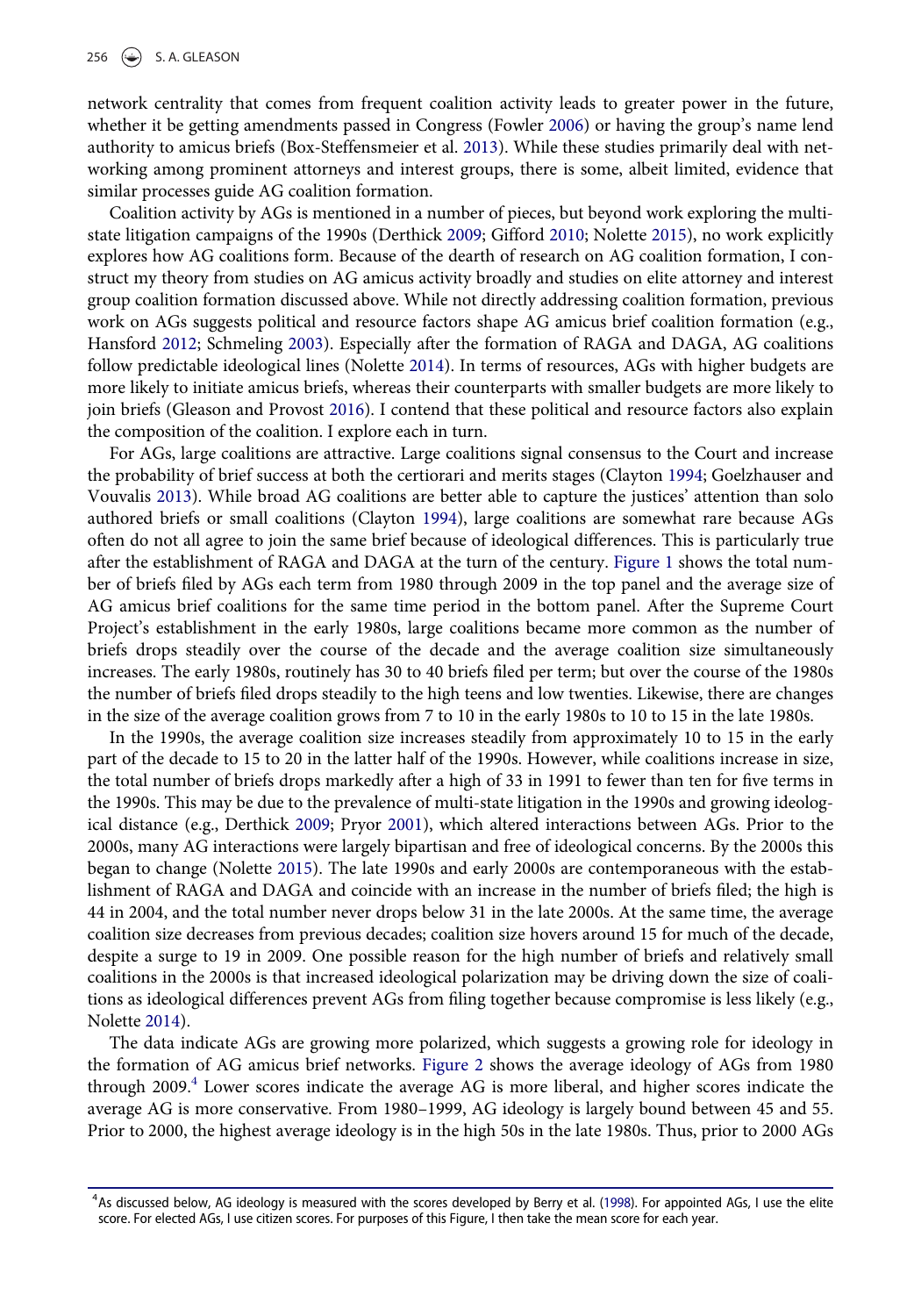network centrality that comes from frequent coalition activity leads to greater power in the future, whether it be getting amendments passed in Congress (Fowler 2006) or having the group's name lend authority to amicus briefs (Box-Steffensmeier et al. 2013). While these studies primarily deal with networking among prominent attorneys and interest groups, there is some, albeit limited, evidence that similar processes guide AG coalition formation.

Coalition activity by AGs is mentioned in a number of pieces, but beyond work exploring the multistate litigation campaigns of the 1990s (Derthick 2009; Gifford 2010; Nolette 2015), no work explicitly explores how AG coalitions form. Because of the dearth of research on AG coalition formation, I construct my theory from studies on AG amicus activity broadly and studies on elite attorney and interest group coalition formation discussed above. While not directly addressing coalition formation, previous work on AGs suggests political and resource factors shape AG amicus brief coalition formation (e.g., Hansford 2012; Schmeling 2003). Especially after the formation of RAGA and DAGA, AG coalitions follow predictable ideological lines (Nolette 2014). In terms of resources, AGs with higher budgets are more likely to initiate amicus briefs, whereas their counterparts with smaller budgets are more likely to join briefs (Gleason and Provost 2016). I contend that these political and resource factors also explain the composition of the coalition. I explore each in turn.

For AGs, large coalitions are attractive. Large coalitions signal consensus to the Court and increase the probability of brief success at both the certiorari and merits stages (Clayton 1994; Goelzhauser and Vouvalis 2013). While broad AG coalitions are better able to capture the justices' attention than solo authored briefs or small coalitions (Clayton 1994), large coalitions are somewhat rare because AGs often do not all agree to join the same brief because of ideological differences. This is particularly true after the establishment of RAGA and DAGA at the turn of the century. Figure 1 shows the total number of briefs filed by AGs each term from 1980 through 2009 in the top panel and the average size of AG amicus brief coalitions for the same time period in the bottom panel. After the Supreme Court Project's establishment in the early 1980s, large coalitions became more common as the number of briefs drops steadily over the course of the decade and the average coalition size simultaneously increases. The early 1980s, routinely has 30 to 40 briefs filed per term; but over the course of the 1980s the number of briefs filed drops steadily to the high teens and low twenties. Likewise, there are changes in the size of the average coalition grows from 7 to 10 in the early 1980s to 10 to 15 in the late 1980s.

In the 1990s, the average coalition size increases steadily from approximately 10 to 15 in the early part of the decade to 15 to 20 in the latter half of the 1990s. However, while coalitions increase in size, the total number of briefs drops markedly after a high of 33 in 1991 to fewer than ten for five terms in the 1990s. This may be due to the prevalence of multi-state litigation in the 1990s and growing ideological distance (e.g., Derthick 2009; Pryor 2001), which altered interactions between AGs. Prior to the 2000s, many AG interactions were largely bipartisan and free of ideological concerns. By the 2000s this began to change (Nolette 2015). The late 1990s and early 2000s are contemporaneous with the establishment of RAGA and DAGA and coincide with an increase in the number of briefs filed; the high is 44 in 2004, and the total number never drops below 31 in the late 2000s. At the same time, the average coalition size decreases from previous decades; coalition size hovers around 15 for much of the decade, despite a surge to 19 in 2009. One possible reason for the high number of briefs and relatively small coalitions in the 2000s is that increased ideological polarization may be driving down the size of coalitions as ideological differences prevent AGs from filing together because compromise is less likely (e.g., Nolette 2014).

The data indicate AGs are growing more polarized, which suggests a growing role for ideology in the formation of AG amicus brief networks. Figure 2 shows the average ideology of AGs from 1980 through 2009.[4] Lower scores indicate the average AG is more liberal, and higher scores indicate the average AG is more conservative. From 1980–1999, AG ideology is largely bound between 45 and 55. Prior to 2000, the highest average ideology is in the high 50s in the late 1980s. Thus, prior to 2000 AGs

[4] As discussed below, AG ideology is measured with the scores developed by Berry et al. (1998). For appointed AGs, I use the elite score. For elected AGs, I use citizen scores. For purposes of this Figure, I then take the mean score for each year.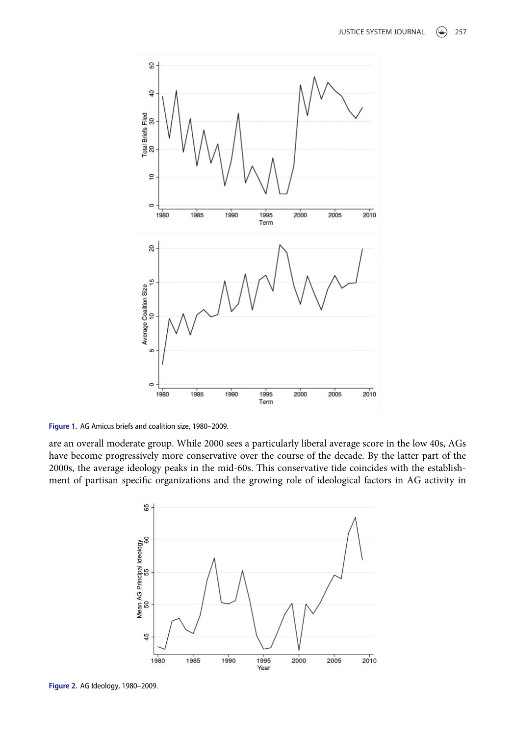Figure 1. AG Amicus briefs and coalition size, 1980–2009.

are an overall moderate group. While 2000 sees a particularly liberal average score in the low 40s, AGs have become progressively more conservative over the course of the decade. By the latter part of the 2000s, the average ideology peaks in the mid-60s. This conservative tide coincides with the establishment of partisan specific organizations and the growing role of ideological factors in AG activity in

Figure 2. AG Ideology, 1980–2009.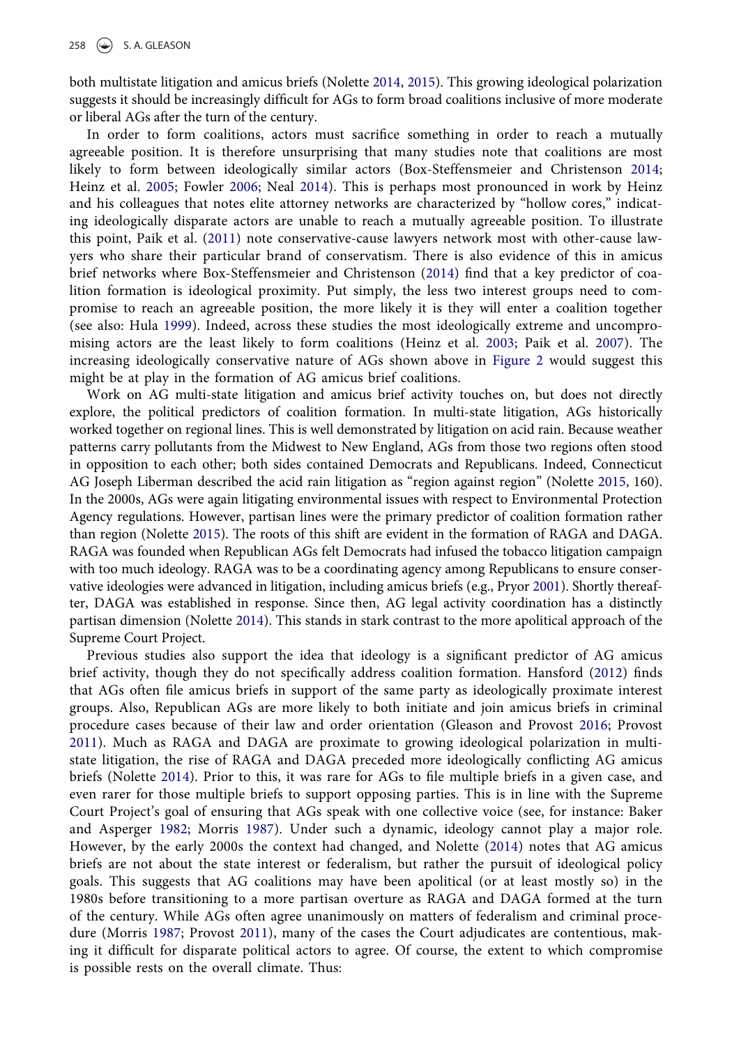both multistate litigation and amicus briefs (Nolette 2014, 2015). This growing ideological polarization suggests it should be increasingly difficult for AGs to form broad coalitions inclusive of more moderate or liberal AGs after the turn of the century.

In order to form coalitions, actors must sacrifice something in order to reach a mutually agreeable position. It is therefore unsurprising that many studies note that coalitions are most likely to form between ideologically similar actors (Box-Steffensmeier and Christenson 2014; Heinz et al. 2005; Fowler 2006; Neal 2014). This is perhaps most pronounced in work by Heinz and his colleagues that notes elite attorney networks are characterized by "hollow cores," indicating ideologically disparate actors are unable to reach a mutually agreeable position. To illustrate this point, Paik et al. (2011) note conservative-cause lawyers network most with other-cause lawyers who share their particular brand of conservatism. There is also evidence of this in amicus brief networks where Box-Steffensmeier and Christenson (2014) find that a key predictor of coalition formation is ideological proximity. Put simply, the less two interest groups need to compromise to reach an agreeable position, the more likely it is they will enter a coalition together (see also: Hula 1999). Indeed, across these studies the most ideologically extreme and uncompromising actors are the least likely to form coalitions (Heinz et al. 2003; Paik et al. 2007). The increasing ideologically conservative nature of AGs shown above in Figure 2 would suggest this might be at play in the formation of AG amicus brief coalitions.

Work on AG multi-state litigation and amicus brief activity touches on, but does not directly explore, the political predictors of coalition formation. In multi-state litigation, AGs historically worked together on regional lines. This is well demonstrated by litigation on acid rain. Because weather patterns carry pollutants from the Midwest to New England, AGs from those two regions often stood in opposition to each other; both sides contained Democrats and Republicans. Indeed, Connecticut AG Joseph Liberman described the acid rain litigation as "region against region" (Nolette 2015, 160). In the 2000s, AGs were again litigating environmental issues with respect to Environmental Protection Agency regulations. However, partisan lines were the primary predictor of coalition formation rather than region (Nolette 2015). The roots of this shift are evident in the formation of RAGA and DAGA. RAGA was founded when Republican AGs felt Democrats had infused the tobacco litigation campaign with too much ideology. RAGA was to be a coordinating agency among Republicans to ensure conservative ideologies were advanced in litigation, including amicus briefs (e.g., Pryor 2001). Shortly thereafter, DAGA was established in response. Since then, AG legal activity coordination has a distinctly partisan dimension (Nolette 2014). This stands in stark contrast to the more apolitical approach of the Supreme Court Project.

Previous studies also support the idea that ideology is a significant predictor of AG amicus brief activity, though they do not specifically address coalition formation. Hansford (2012) finds that AGs often file amicus briefs in support of the same party as ideologically proximate interest groups. Also, Republican AGs are more likely to both initiate and join amicus briefs in criminal procedure cases because of their law and order orientation (Gleason and Provost 2016; Provost 2011). Much as RAGA and DAGA are proximate to growing ideological polarization in multi-state litigation, the rise of RAGA and DAGA preceded more ideologically conflicting AG amicus briefs (Nolette 2014). Prior to this, it was rare for AGs to file multiple briefs in a given case, and even rarer for those multiple briefs to support opposing parties. This is in line with the Supreme Court Project's goal of ensuring that AGs speak with one collective voice (see, for instance: Baker and Asperger 1982; Morris 1987). Under such a dynamic, ideology cannot play a major role. However, by the early 2000s the context had changed, and Nolette (2014) notes that AG amicus briefs are not about the state interest or federalism, but rather the pursuit of ideological policy goals. This suggests that AG coalitions may have been apolitical (or at least mostly so) in the 1980s before transitioning to a more partisan overture as RAGA and DAGA formed at the turn of the century. While AGs often agree unanimously on matters of federalism and criminal procedure (Morris 1987; Provost 2011), many of the cases the Court adjudicates are contentious, making it difficult for disparate political actors to agree. Of course, the extent to which compromise is possible rests on the overall climate. Thus: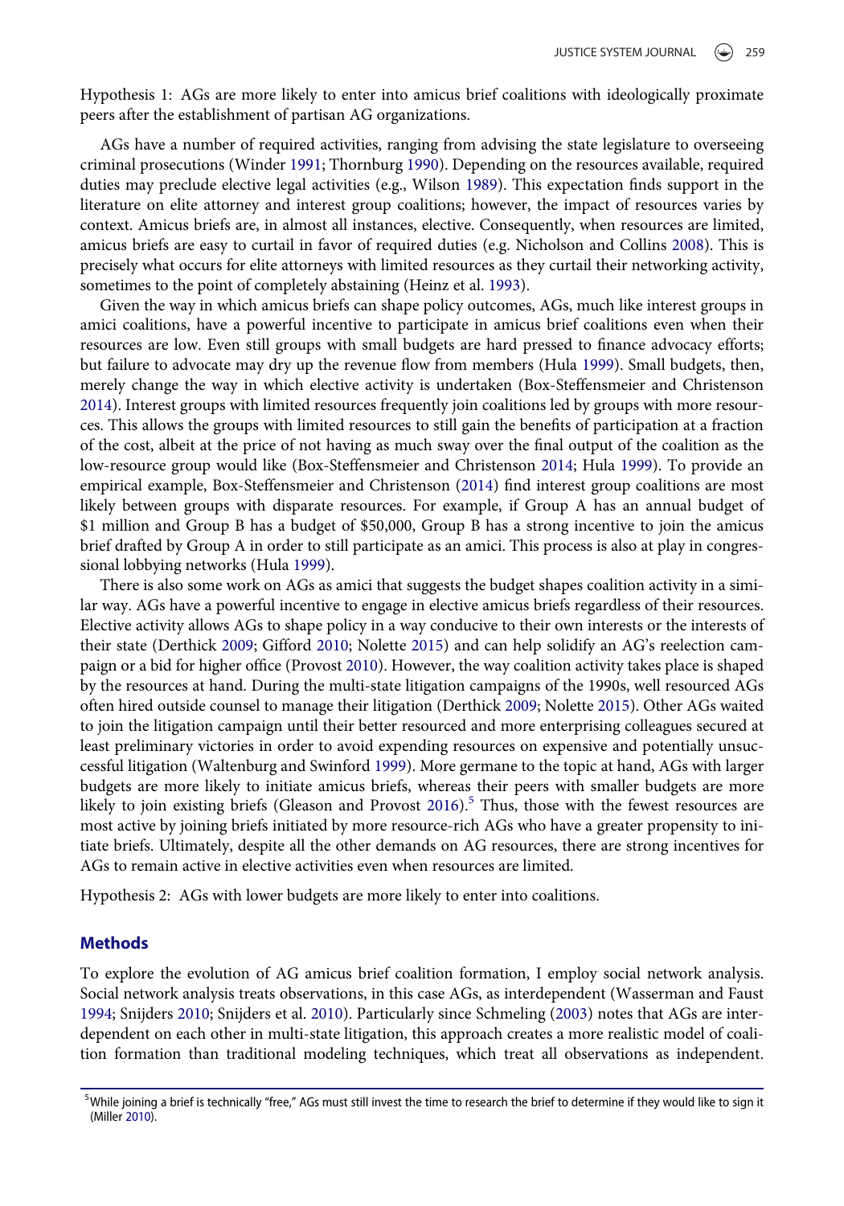Hypothesis 1: AGs are more likely to enter into amicus brief coalitions with ideologically proximate peers after the establishment of partisan AG organizations.

AGs have a number of required activities, ranging from advising the state legislature to overseeing criminal prosecutions (Winder 1991; Thornburg 1990). Depending on the resources available, required duties may preclude elective legal activities (e.g., Wilson 1989). This expectation finds support in the literature on elite attorney and interest group coalitions; however, the impact of resources varies by context. Amicus briefs are, in almost all instances, elective. Consequently, when resources are limited, amicus briefs are easy to curtail in favor of required duties (e.g. Nicholson and Collins 2008). This is precisely what occurs for elite attorneys with limited resources as they curtail their networking activity, sometimes to the point of completely abstaining (Heinz et al. 1993).

Given the way in which amicus briefs can shape policy outcomes, AGs, much like interest groups in amici coalitions, have a powerful incentive to participate in amicus brief coalitions even when their resources are low. Even still groups with small budgets are hard pressed to finance advocacy efforts; but failure to advocate may dry up the revenue flow from members (Hula 1999). Small budgets, then, merely change the way in which elective activity is undertaken (Box-Steffensmeier and Christenson 2014). Interest groups with limited resources frequently join coalitions led by groups with more resources. This allows the groups with limited resources to still gain the benefits of participation at a fraction of the cost, albeit at the price of not having as much sway over the final output of the coalition as the low-resource group would like (Box-Steffensmeier and Christenson 2014; Hula 1999). To provide an empirical example, Box-Steffensmeier and Christenson (2014) find interest group coalitions are most likely between groups with disparate resources. For example, if Group A has an annual budget of \$1 million and Group B has a budget of \$50,000, Group B has a strong incentive to join the amicus brief drafted by Group A in order to still participate as an amici. This process is also at play in congressional lobbying networks (Hula 1999).

There is also some work on AGs as amici that suggests the budget shapes coalition activity in a similar way. AGs have a powerful incentive to engage in elective amicus briefs regardless of their resources. Elective activity allows AGs to shape policy in a way conducive to their own interests or the interests of their state (Derthick 2009; Gifford 2010; Nolette 2015) and can help solidify an AG's reelection campaign or a bid for higher office (Provost 2010). However, the way coalition activity takes place is shaped by the resources at hand. During the multi-state litigation campaigns of the 1990s, well resourced AGs often hired outside counsel to manage their litigation (Derthick 2009; Nolette 2015). Other AGs waited to join the litigation campaign until their better resourced and more enterprising colleagues secured at least preliminary victories in order to avoid expending resources on expensive and potentially unsuccessful litigation (Waltenburg and Swinford 1999). More germane to the topic at hand, AGs with larger budgets are more likely to initiate amicus briefs, whereas their peers with smaller budgets are more likely to join existing briefs (Gleason and Provost 2016).[5] Thus, those with the fewest resources are most active by joining briefs initiated by more resource-rich AGs who have a greater propensity to initiate briefs. Ultimately, despite all the other demands on AG resources, there are strong incentives for AGs to remain active in elective activities even when resources are limited.

Hypothesis 2: AGs with lower budgets are more likely to enter into coalitions.

## Methods

To explore the evolution of AG amicus brief coalition formation, I employ social network analysis. Social network analysis treats observations, in this case AGs, as interdependent (Wasserman and Faust 1994; Snijders 2010; Snijders et al. 2010). Particularly since Schmeling (2003) notes that AGs are interdependent on each other in multi-state litigation, this approach creates a more realistic model of coalition formation than traditional modeling techniques, which treat all observations as independent.

[5] While joining a brief is technically "free," AGs must still invest the time to research the brief to determine if they would like to sign it (Miller 2010).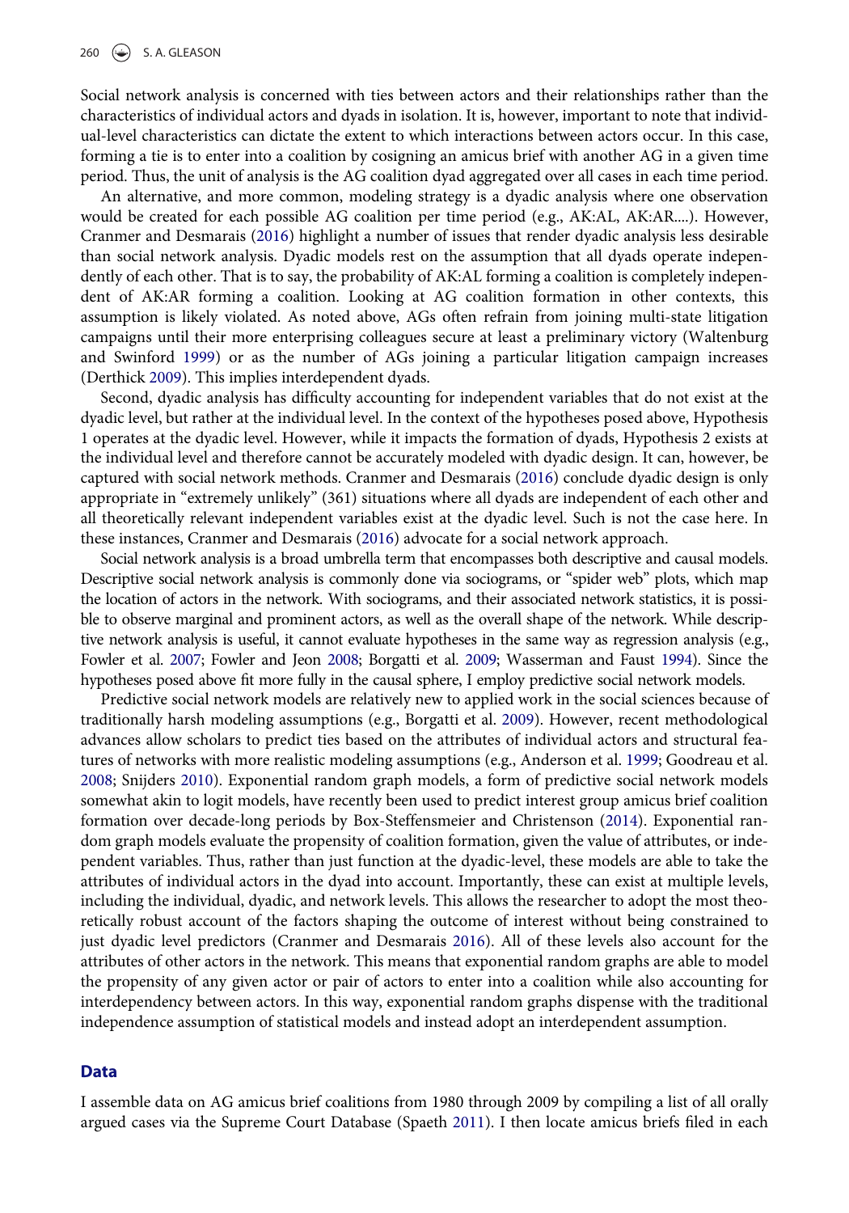Social network analysis is concerned with ties between actors and their relationships rather than the characteristics of individual actors and dyads in isolation. It is, however, important to note that individual-level characteristics can dictate the extent to which interactions between actors occur. In this case, forming a tie is to enter into a coalition by cosigning an amicus brief with another AG in a given time period. Thus, the unit of analysis is the AG coalition dyad aggregated over all cases in each time period.

An alternative, and more common, modeling strategy is a dyadic analysis where one observation would be created for each possible AG coalition per time period (e.g., AK:AL, AK:AR....). However, Cranmer and Desmarais (2016) highlight a number of issues that render dyadic analysis less desirable than social network analysis. Dyadic models rest on the assumption that all dyads operate independently of each other. That is to say, the probability of AK:AL forming a coalition is completely independent of AK:AR forming a coalition. Looking at AG coalition formation in other contexts, this assumption is likely violated. As noted above, AGs often refrain from joining multi-state litigation campaigns until their more enterprising colleagues secure at least a preliminary victory (Waltenburg and Swinford 1999) or as the number of AGs joining a particular litigation campaign increases (Derthick 2009). This implies interdependent dyads.

Second, dyadic analysis has difficulty accounting for independent variables that do not exist at the dyadic level, but rather at the individual level. In the context of the hypotheses posed above, Hypothesis 1 operates at the dyadic level. However, while it impacts the formation of dyads, Hypothesis 2 exists at the individual level and therefore cannot be accurately modeled with dyadic design. It can, however, be captured with social network methods. Cranmer and Desmarais (2016) conclude dyadic design is only appropriate in "extremely unlikely" (361) situations where all dyads are independent of each other and all theoretically relevant independent variables exist at the dyadic level. Such is not the case here. In these instances, Cranmer and Desmarais (2016) advocate for a social network approach.

Social network analysis is a broad umbrella term that encompasses both descriptive and causal models. Descriptive social network analysis is commonly done via sociograms, or "spider web" plots, which map the location of actors in the network. With sociograms, and their associated network statistics, it is possible to observe marginal and prominent actors, as well as the overall shape of the network. While descriptive network analysis is useful, it cannot evaluate hypotheses in the same way as regression analysis (e.g., Fowler et al. 2007; Fowler and Jeon 2008; Borgatti et al. 2009; Wasserman and Faust 1994). Since the hypotheses posed above fit more fully in the causal sphere, I employ predictive social network models.

Predictive social network models are relatively new to applied work in the social sciences because of traditionally harsh modeling assumptions (e.g., Borgatti et al. 2009). However, recent methodological advances allow scholars to predict ties based on the attributes of individual actors and structural features of networks with more realistic modeling assumptions (e.g., Anderson et al. 1999; Goodreau et al. 2008; Snijders 2010). Exponential random graph models, a form of predictive social network models somewhat akin to logit models, have recently been used to predict interest group amicus brief coalition formation over decade-long periods by Box-Steffensmeier and Christenson (2014). Exponential random graph models evaluate the propensity of coalition formation, given the value of attributes, or independent variables. Thus, rather than just function at the dyadic-level, these models are able to take the attributes of individual actors in the dyad into account. Importantly, these can exist at multiple levels, including the individual, dyadic, and network levels. This allows the researcher to adopt the most theoretically robust account of the factors shaping the outcome of interest without being constrained to just dyadic level predictors (Cranmer and Desmarais 2016). All of these levels also account for the attributes of other actors in the network. This means that exponential random graphs are able to model the propensity of any given actor or pair of actors to enter into a coalition while also accounting for interdependency between actors. In this way, exponential random graphs dispense with the traditional independence assumption of statistical models and instead adopt an interdependent assumption.

## Data

I assemble data on AG amicus brief coalitions from 1980 through 2009 by compiling a list of all orally argued cases via the Supreme Court Database (Spaeth 2011). I then locate amicus briefs filed in each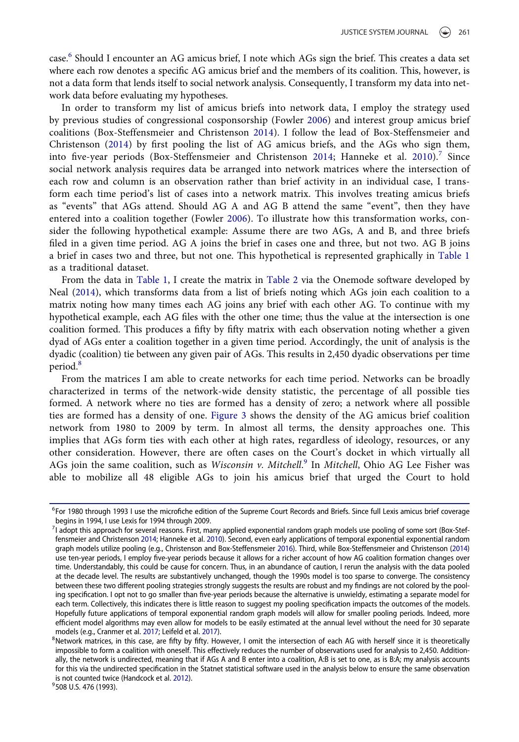case.[6] Should I encounter an AG amicus brief, I note which AGs sign the brief. This creates a data set where each row denotes a specific AG amicus brief and the members of its coalition. This, however, is not a data form that lends itself to social network analysis. Consequently, I transform my data into network data before evaluating my hypotheses.

In order to transform my list of amicus briefs into network data, I employ the strategy used by previous studies of congressional cosponsorship (Fowler 2006) and interest group amicus brief coalitions (Box-Steffensmeier and Christenson 2014). I follow the lead of Box-Steffensmeier and Christenson (2014) by first pooling the list of AG amicus briefs, and the AGs who sign them, into five-year periods (Box-Steffensmeier and Christenson 2014; Hanneke et al. 2010).[7] Since social network analysis requires data be arranged into network matrices where the intersection of each row and column is an observation rather than brief activity in an individual case, I transform each time period's list of cases into a network matrix. This involves treating amicus briefs as "events" that AGs attend. Should AG A and AG B attend the same "event", then they have entered into a coalition together (Fowler 2006). To illustrate how this transformation works, consider the following hypothetical example: Assume there are two AGs, A and B, and three briefs filed in a given time period. AG A joins the brief in cases one and three, but not two. AG B joins a brief in cases two and three, but not one. This hypothetical is represented graphically in Table 1 as a traditional dataset.

From the data in Table 1, I create the matrix in Table 2 via the Onemode software developed by Neal (2014), which transforms data from a list of briefs noting which AGs join each coalition to a matrix noting how many times each AG joins any brief with each other AG. To continue with my hypothetical example, each AG files with the other one time; thus the value at the intersection is one coalition formed. This produces a fifty by fifty matrix with each observation noting whether a given dyad of AGs enter a coalition together in a given time period. Accordingly, the unit of analysis is the dyadic (coalition) tie between any given pair of AGs. This results in 2,450 dyadic observations per time period.[8]

From the matrices I am able to create networks for each time period. Networks can be broadly characterized in terms of the network-wide density statistic, the percentage of all possible ties formed. A network where no ties are formed has a density of zero; a network where all possible ties are formed has a density of one. Figure 3 shows the density of the AG amicus brief coalition network from 1980 to 2009 by term. In almost all terms, the density approaches one. This implies that AGs form ties with each other at high rates, regardless of ideology, resources, or any other consideration. However, there are often cases on the Court's docket in which virtually all AGs join the same coalition, such as *Wisconsin v. Mitchell*.[9] In *Mitchell*, Ohio AG Lee Fisher was able to mobilize all 48 eligible AGs to join his amicus brief that urged the Court to hold

---

[6] For 1980 through 1993 I use the microfiche edition of the Supreme Court Records and Briefs. Since full Lexis amicus brief coverage begins in 1994, I use Lexis for 1994 through 2009.

[7] I adopt this approach for several reasons. First, many applied exponential random graph models use pooling of some sort (Box-Steffensmeier and Christenson 2014; Hanneke et al. 2010). Second, even early applications of temporal exponential exponential random graph models utilize pooling (e.g., Christenson and Box-Steffensmeier 2016). Third, while Box-Steffensmeier and Christenson (2014) use ten-year periods, I employ five-year periods because it allows for a richer account of how AG coalition formation changes over time. Understandably, this could be cause for concern. Thus, in an abundance of caution, I rerun the analysis with the data pooled at the decade level. The results are substantively unchanged, though the 1990s model is too sparse to converge. The consistency between these two different pooling strategies strongly suggests the results are robust and my findings are not colored by the pooling specification. I opt not to go smaller than five-year periods because the alternative is unwieldy, estimating a separate model for each term. Collectively, this indicates there is little reason to suggest my pooling specification impacts the outcomes of the models. Hopefully future applications of temporal exponential random graph models will allow for smaller pooling periods. Indeed, more efficient model algorithms may even allow for models to be easily estimated at the annual level without the need for 30 separate models (e.g., Cranmer et al. 2017; Leifeld et al. 2017).

[8] Network matrices, in this case, are fifty by fifty. However, I omit the intersection of each AG with herself since it is theoretically impossible to form a coalition with oneself. This effectively reduces the number of observations used for analysis to 2,450. Additionally, the network is undirected, meaning that if AGs A and B enter into a coalition, A:B is set to one, as is B:A; my analysis accounts for this via the undirected specification in the Statnet statistical software used in the analysis below to ensure the same observation is not counted twice (Handcock et al. 2012).

[9] 508 U.S. 476 (1993).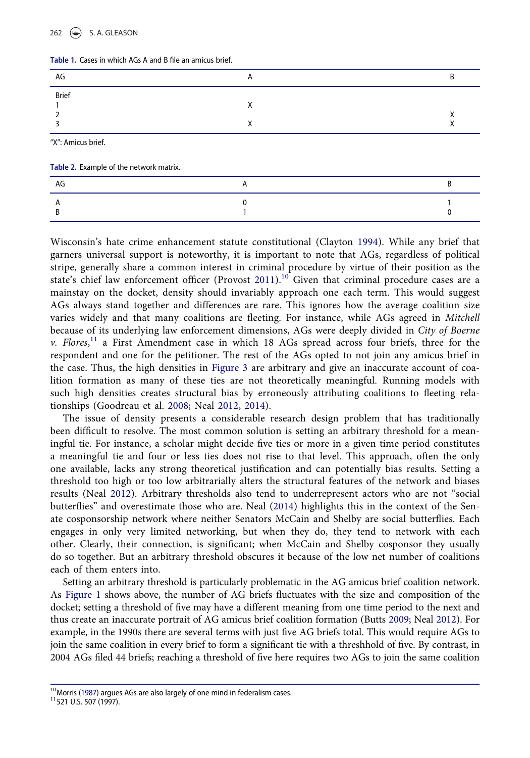**Table 1.** Cases in which AGs A and B file an amicus brief.

| AG | A | B |
|---|---|---|
| Brief | | |
| 1 | X | |
| 2 | | X |
| 3 | X | X |

"X": Amicus brief.

**Table 2.** Example of the network matrix.

| AG | A | B |
|---|---|---|
| A | 0 | 1 |
| B | 1 | 0 |

Wisconsin's hate crime enhancement statute constitutional (Clayton 1994). While any brief that garners universal support is noteworthy, it is important to note that AGs, regardless of political stripe, generally share a common interest in criminal procedure by virtue of their position as the state's chief law enforcement officer (Provost 2011).[10] Given that criminal procedure cases are a mainstay on the docket, density should invariably approach one each term. This would suggest AGs always stand together and differences are rare. This ignores how the average coalition size varies widely and that many coalitions are fleeting. For instance, while AGs agreed in *Mitchell* because of its underlying law enforcement dimensions, AGs were deeply divided in *City of Boerne v. Flores*,[11] a First Amendment case in which 18 AGs spread across four briefs, three for the respondent and one for the petitioner. The rest of the AGs opted to not join any amicus brief in the case. Thus, the high densities in Figure 3 are arbitrary and give an inaccurate account of coalition formation as many of these ties are not theoretically meaningful. Running models with such high densities creates structural bias by erroneously attributing coalitions to fleeting relationships (Goodreau et al. 2008; Neal 2012, 2014).

The issue of density presents a considerable research design problem that has traditionally been difficult to resolve. The most common solution is setting an arbitrary threshold for a meaningful tie. For instance, a scholar might decide five ties or more in a given time period constitutes a meaningful tie and four or less ties does not rise to that level. This approach, often the only one available, lacks any strong theoretical justification and can potentially bias results. Setting a threshold too high or too low arbitrarily alters the structural features of the network and biases results (Neal 2012). Arbitrary thresholds also tend to underrepresent actors who are not "social butterflies" and overestimate those who are. Neal (2014) highlights this in the context of the Senate cosponsorship network where neither Senators McCain and Shelby are social butterflies. Each engages in only very limited networking, but when they do, they tend to network with each other. Clearly, their connection, is significant; when McCain and Shelby cosponsor they usually do so together. But an arbitrary threshold obscures it because of the low net number of coalitions each of them enters into.

Setting an arbitrary threshold is particularly problematic in the AG amicus brief coalition network. As Figure 1 shows above, the number of AG briefs fluctuates with the size and composition of the docket; setting a threshold of five may have a different meaning from one time period to the next and thus create an inaccurate portrait of AG amicus brief coalition formation (Butts 2009; Neal 2012). For example, in the 1990s there are several terms with just five AG briefs total. This would require AGs to join the same coalition in every brief to form a significant tie with a threshhold of five. By contrast, in 2004 AGs filed 44 briefs; reaching a threshold of five here requires two AGs to join the same coalition

[10] Morris (1987) argues AGs are also largely of one mind in federalism cases.

[11] 521 U.S. 507 (1997).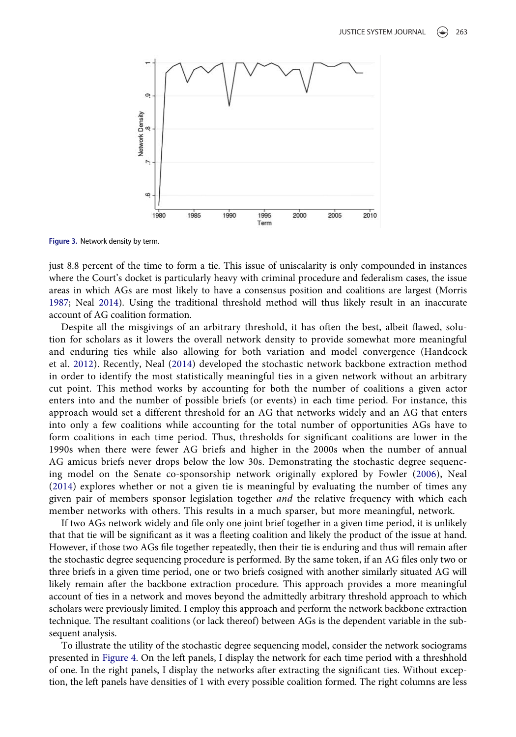Figure 3. Network density by term.

just 8.8 percent of the time to form a tie. This issue of uniscalarity is only compounded in instances where the Court's docket is particularly heavy with criminal procedure and federalism cases, the issue areas in which AGs are most likely to have a consensus position and coalitions are largest (Morris 1987; Neal 2014). Using the traditional threshold method will thus likely result in an inaccurate account of AG coalition formation.

Despite all the misgivings of an arbitrary threshold, it has often the best, albeit flawed, solution for scholars as it lowers the overall network density to provide somewhat more meaningful and enduring ties while also allowing for both variation and model convergence (Handcock et al. 2012). Recently, Neal (2014) developed the stochastic network backbone extraction method in order to identify the most statistically meaningful ties in a given network without an arbitrary cut point. This method works by accounting for both the number of coalitions a given actor enters into and the number of possible briefs (or events) in each time period. For instance, this approach would set a different threshold for an AG that networks widely and an AG that enters into only a few coalitions while accounting for the total number of opportunities AGs have to form coalitions in each time period. Thus, thresholds for significant coalitions are lower in the 1990s when there were fewer AG briefs and higher in the 2000s when the number of annual AG amicus briefs never drops below the low 30s. Demonstrating the stochastic degree sequencing model on the Senate co-sponsorship network originally explored by Fowler (2006), Neal (2014) explores whether or not a given tie is meaningful by evaluating the number of times any given pair of members sponsor legislation together *and* the relative frequency with which each member networks with others. This results in a much sparser, but more meaningful, network.

If two AGs network widely and file only one joint brief together in a given time period, it is unlikely that that tie will be significant as it was a fleeting coalition and likely the product of the issue at hand. However, if those two AGs file together repeatedly, then their tie is enduring and thus will remain after the stochastic degree sequencing procedure is performed. By the same token, if an AG files only two or three briefs in a given time period, one or two briefs cosigned with another similarly situated AG will likely remain after the backbone extraction procedure. This approach provides a more meaningful account of ties in a network and moves beyond the admittedly arbitrary threshold approach to which scholars were previously limited. I employ this approach and perform the network backbone extraction technique. The resultant coalitions (or lack thereof) between AGs is the dependent variable in the subsequent analysis.

To illustrate the utility of the stochastic degree sequencing model, consider the network sociograms presented in Figure 4. On the left panels, I display the network for each time period with a threshhold of one. In the right panels, I display the networks after extracting the significant ties. Without exception, the left panels have densities of 1 with every possible coalition formed. The right columns are less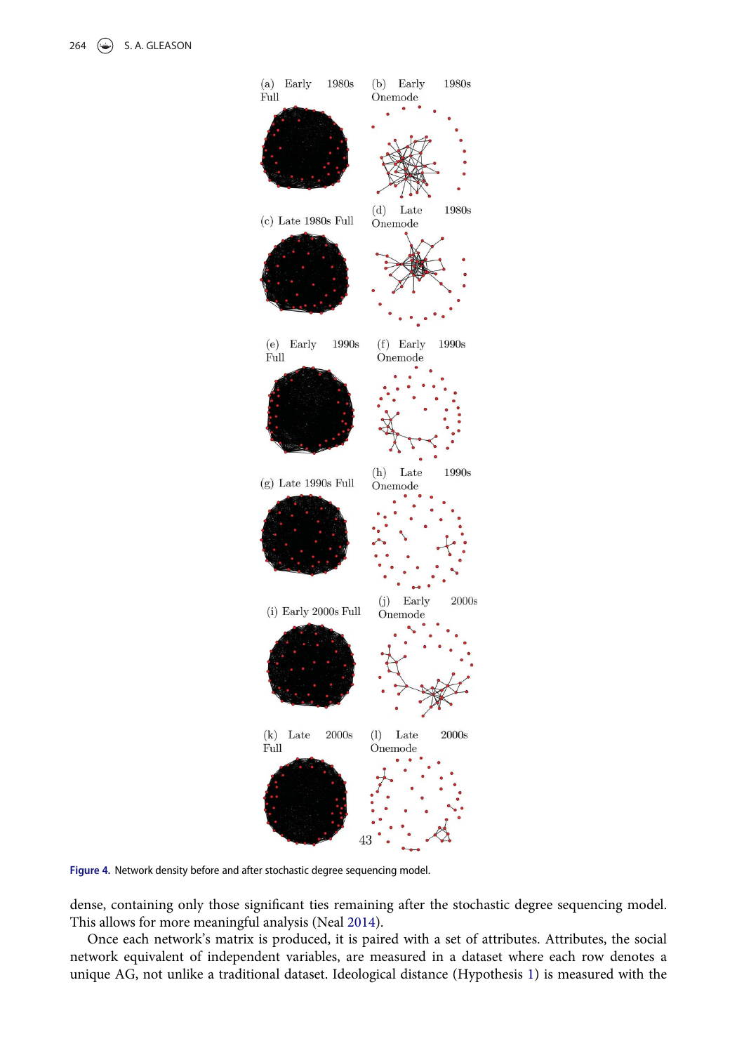(a) Early 1980s Full

(b) Early 1980s Onemode

(c) Late 1980s Full

(d) Late 1980s Onemode

(e) Early 1990s Full

(f) Early 1990s Onemode

(g) Late 1990s Full

(h) Late 1990s Onemode

(i) Early 2000s Full

(j) Early 2000s Onemode

(k) Late 2000s Full

(l) Late 2000s Onemode

43

**Figure 4.** Network density before and after stochastic degree sequencing model.

dense, containing only those significant ties remaining after the stochastic degree sequencing model. This allows for more meaningful analysis (Neal 2014).

Once each network's matrix is produced, it is paired with a set of attributes. Attributes, the social network equivalent of independent variables, are measured in a dataset where each row denotes a unique AG, not unlike a traditional dataset. Ideological distance (Hypothesis 1) is measured with the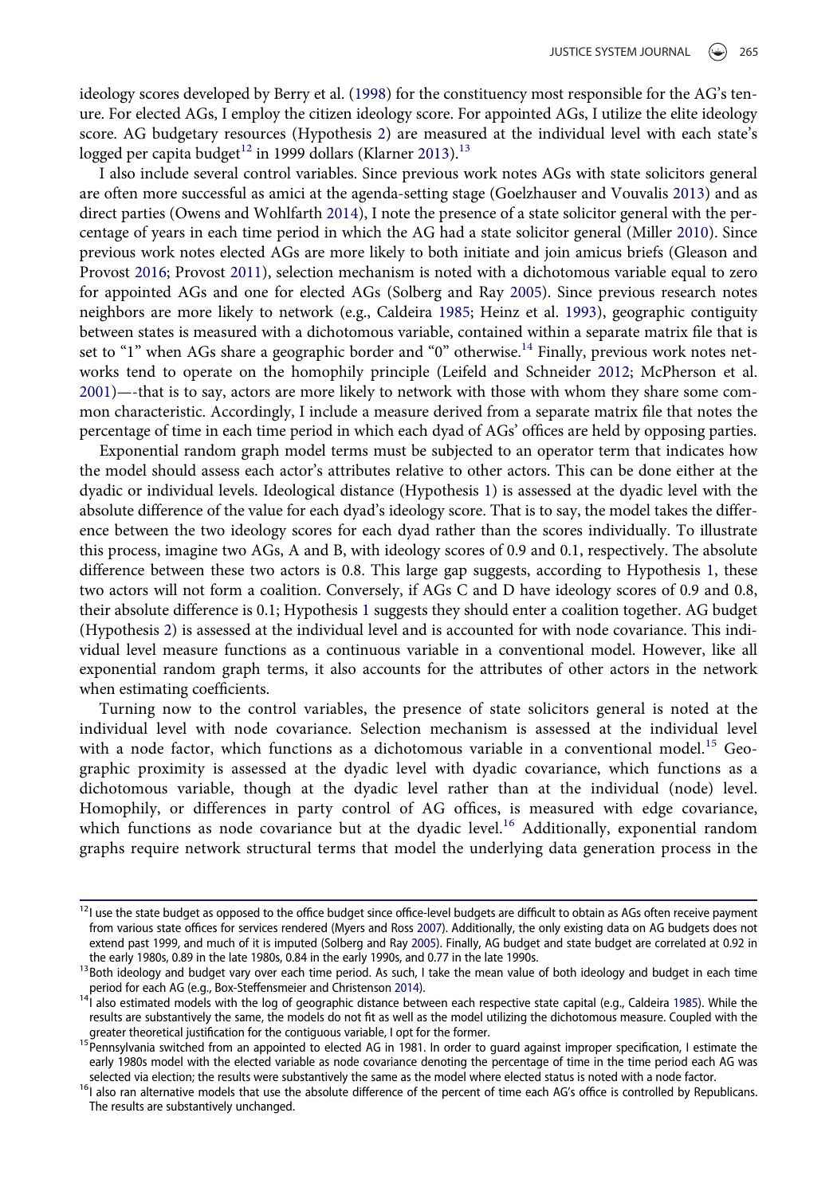ideology scores developed by Berry et al. (1998) for the constituency most responsible for the AG's tenure. For elected AGs, I employ the citizen ideology score. For appointed AGs, I utilize the elite ideology score. AG budgetary resources (Hypothesis 2) are measured at the individual level with each state's logged per capita budget[12] in 1999 dollars (Klarner 2013).[13]

I also include several control variables. Since previous work notes AGs with state solicitors general are often more successful as amici at the agenda-setting stage (Goelzhauser and Vouvalis 2013) and as direct parties (Owens and Wohlfarth 2014), I note the presence of a state solicitor general with the percentage of years in each time period in which the AG had a state solicitor general (Miller 2010). Since previous work notes elected AGs are more likely to both initiate and join amicus briefs (Gleason and Provost 2016; Provost 2011), selection mechanism is noted with a dichotomous variable equal to zero for appointed AGs and one for elected AGs (Solberg and Ray 2005). Since previous research notes neighbors are more likely to network (e.g., Caldeira 1985; Heinz et al. 1993), geographic contiguity between states is measured with a dichotomous variable, contained within a separate matrix file that is set to "1" when AGs share a geographic border and "0" otherwise.[14] Finally, previous work notes networks tend to operate on the homophily principle (Leifeld and Schneider 2012; McPherson et al. 2001)—-that is to say, actors are more likely to network with those with whom they share some common characteristic. Accordingly, I include a measure derived from a separate matrix file that notes the percentage of time in each time period in which each dyad of AGs' offices are held by opposing parties.

Exponential random graph model terms must be subjected to an operator term that indicates how the model should assess each actor's attributes relative to other actors. This can be done either at the dyadic or individual levels. Ideological distance (Hypothesis 1) is assessed at the dyadic level with the absolute difference of the value for each dyad's ideology score. That is to say, the model takes the difference between the two ideology scores for each dyad rather than the scores individually. To illustrate this process, imagine two AGs, A and B, with ideology scores of 0.9 and 0.1, respectively. The absolute difference between these two actors is 0.8. This large gap suggests, according to Hypothesis 1, these two actors will not form a coalition. Conversely, if AGs C and D have ideology scores of 0.9 and 0.8, their absolute difference is 0.1; Hypothesis 1 suggests they should enter a coalition together. AG budget (Hypothesis 2) is assessed at the individual level and is accounted for with node covariance. This individual level measure functions as a continuous variable in a conventional model. However, like all exponential random graph terms, it also accounts for the attributes of other actors in the network when estimating coefficients.

Turning now to the control variables, the presence of state solicitors general is noted at the individual level with node covariance. Selection mechanism is assessed at the individual level with a node factor, which functions as a dichotomous variable in a conventional model.[15] Geographic proximity is assessed at the dyadic level with dyadic covariance, which functions as a dichotomous variable, though at the dyadic level rather than at the individual (node) level. Homophily, or differences in party control of AG offices, is measured with edge covariance, which functions as node covariance but at the dyadic level.[16] Additionally, exponential random graphs require network structural terms that model the underlying data generation process in the

---

[12] I use the state budget as opposed to the office budget since office-level budgets are difficult to obtain as AGs often receive payment from various state offices for services rendered (Myers and Ross 2007). Additionally, the only existing data on AG budgets does not extend past 1999, and much of it is imputed (Solberg and Ray 2005). Finally, AG budget and state budget are correlated at 0.92 in the early 1980s, 0.89 in the late 1980s, 0.84 in the early 1990s, and 0.77 in the late 1990s.

[13] Both ideology and budget vary over each time period. As such, I take the mean value of both ideology and budget in each time period for each AG (e.g., Box-Steffensmeier and Christenson 2014).

[14] I also estimated models with the log of geographic distance between each respective state capital (e.g., Caldeira 1985). While the results are substantively the same, the models do not fit as well as the model utilizing the dichotomous measure. Coupled with the greater theoretical justification for the contiguous variable, I opt for the former.

[15] Pennsylvania switched from an appointed to elected AG in 1981. In order to guard against improper specification, I estimate the early 1980s model with the elected variable as node covariance denoting the percentage of time in the time period each AG was selected via election; the results were substantively the same as the model where elected status is noted with a node factor.

[16] I also ran alternative models that use the absolute difference of the percent of time each AG's office is controlled by Republicans. The results are substantively unchanged.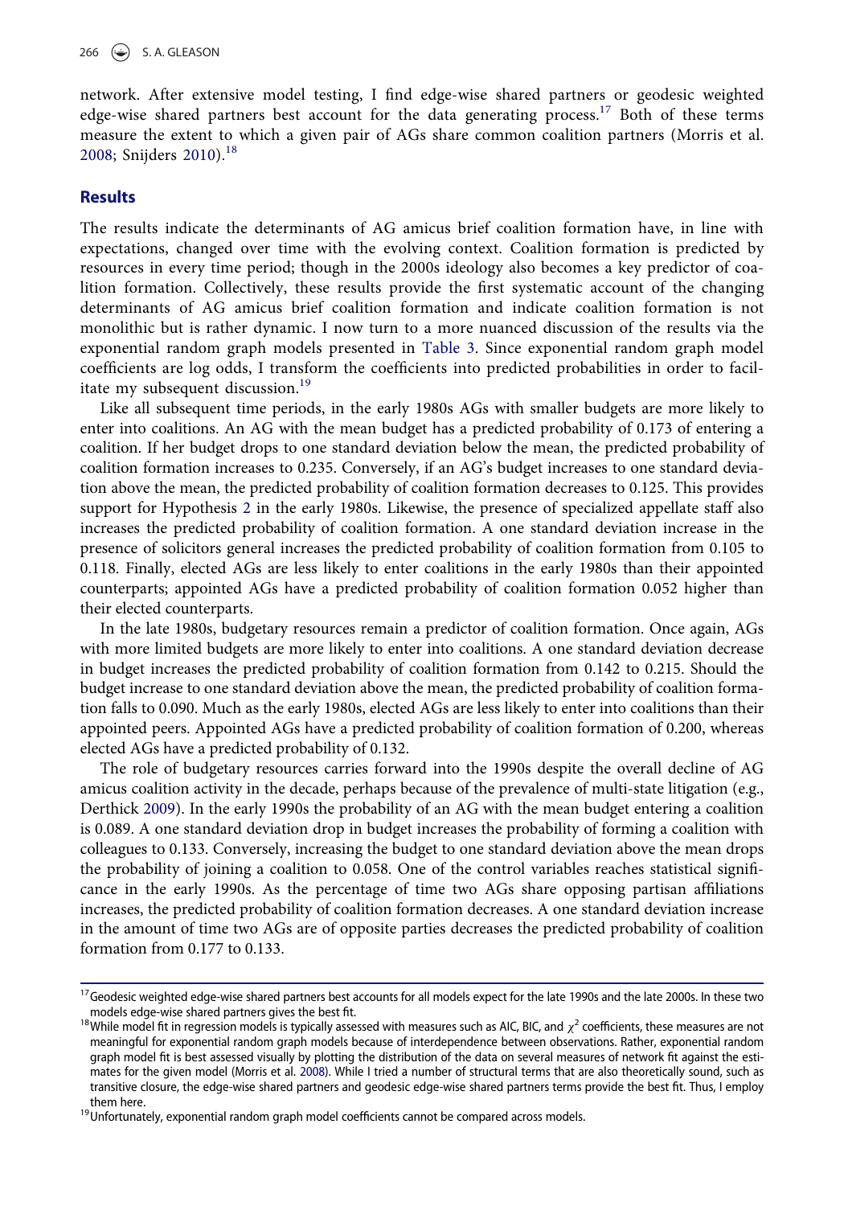network. After extensive model testing, I find edge-wise shared partners or geodesic weighted edge-wise shared partners best account for the data generating process.[17] Both of these terms measure the extent to which a given pair of AGs share common coalition partners (Morris et al. 2008; Snijders 2010).[18]

## Results

The results indicate the determinants of AG amicus brief coalition formation have, in line with expectations, changed over time with the evolving context. Coalition formation is predicted by resources in every time period; though in the 2000s ideology also becomes a key predictor of coalition formation. Collectively, these results provide the first systematic account of the changing determinants of AG amicus brief coalition formation and indicate coalition formation is not monolithic but is rather dynamic. I now turn to a more nuanced discussion of the results via the exponential random graph models presented in Table 3. Since exponential random graph model coefficients are log odds, I transform the coefficients into predicted probabilities in order to facilitate my subsequent discussion.[19]

Like all subsequent time periods, in the early 1980s AGs with smaller budgets are more likely to enter into coalitions. An AG with the mean budget has a predicted probability of 0.173 of entering a coalition. If her budget drops to one standard deviation below the mean, the predicted probability of coalition formation increases to 0.235. Conversely, if an AG's budget increases to one standard deviation above the mean, the predicted probability of coalition formation decreases to 0.125. This provides support for Hypothesis 2 in the early 1980s. Likewise, the presence of specialized appellate staff also increases the predicted probability of coalition formation. A one standard deviation increase in the presence of solicitors general increases the predicted probability of coalition formation from 0.105 to 0.118. Finally, elected AGs are less likely to enter coalitions in the early 1980s than their appointed counterparts; appointed AGs have a predicted probability of coalition formation 0.052 higher than their elected counterparts.

In the late 1980s, budgetary resources remain a predictor of coalition formation. Once again, AGs with more limited budgets are more likely to enter into coalitions. A one standard deviation decrease in budget increases the predicted probability of coalition formation from 0.142 to 0.215. Should the budget increase to one standard deviation above the mean, the predicted probability of coalition formation falls to 0.090. Much as the early 1980s, elected AGs are less likely to enter into coalitions than their appointed peers. Appointed AGs have a predicted probability of coalition formation of 0.200, whereas elected AGs have a predicted probability of 0.132.

The role of budgetary resources carries forward into the 1990s despite the overall decline of AG amicus coalition activity in the decade, perhaps because of the prevalence of multi-state litigation (e.g., Derthick 2009). In the early 1990s the probability of an AG with the mean budget entering a coalition is 0.089. A one standard deviation drop in budget increases the probability of forming a coalition with colleagues to 0.133. Conversely, increasing the budget to one standard deviation above the mean drops the probability of joining a coalition to 0.058. One of the control variables reaches statistical significance in the early 1990s. As the percentage of time two AGs share opposing partisan affiliations increases, the predicted probability of coalition formation decreases. A one standard deviation increase in the amount of time two AGs are of opposite parties decreases the predicted probability of coalition formation from 0.177 to 0.133.

---

[17] Geodesic weighted edge-wise shared partners best accounts for all models expect for the late 1990s and the late 2000s. In these two models edge-wise shared partners gives the best fit.

[18] While model fit in regression models is typically assessed with measures such as AIC, BIC, and $\chi^2$ coefficients, these measures are not meaningful for exponential random graph models because of interdependence between observations. Rather, exponential random graph model fit is best assessed visually by plotting the distribution of the data on several measures of network fit against the estimates for the given model (Morris et al. 2008). While I tried a number of structural terms that are also theoretically sound, such as transitive closure, the edge-wise shared partners and geodesic edge-wise shared partners terms provide the best fit. Thus, I employ them here.

[19] Unfortunately, exponential random graph model coefficients cannot be compared across models.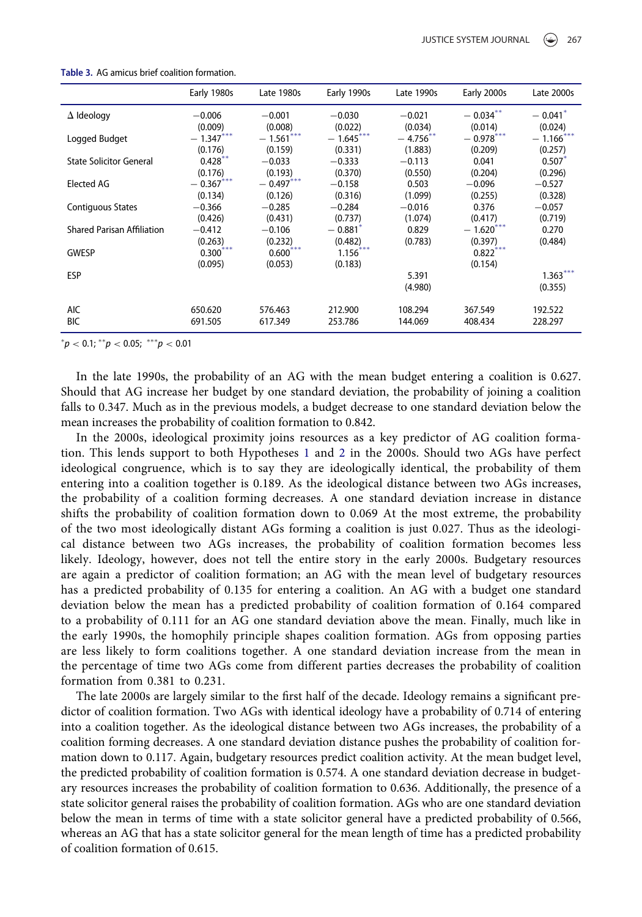**Table 3.** AG amicus brief coalition formation.

| | Early 1980s | Late 1980s | Early 1990s | Late 1990s | Early 2000s | Late 2000s |
|---|---|---|---|---|---|---|
| Δ Ideology | −0.006 | −0.001 | −0.030 | −0.021 | −0.034** | −0.041* |
| | (0.009) | (0.008) | (0.022) | (0.034) | (0.014) | (0.024) |
| Logged Budget | −1.347*** | −1.561*** | −1.645*** | −4.756** | −0.978*** | −1.166*** |
| | (0.176) | (0.159) | (0.331) | (1.883) | (0.209) | (0.257) |
| State Solicitor General | 0.428** | −0.033 | −0.333 | −0.113 | 0.041 | 0.507* |
| | (0.176) | (0.193) | (0.370) | (0.550) | (0.204) | (0.296) |
| Elected AG | −0.367*** | −0.497*** | −0.158 | 0.503 | −0.096 | −0.527 |
| | (0.134) | (0.126) | (0.316) | (1.099) | (0.255) | (0.328) |
| Contiguous States | −0.366 | −0.285 | −0.284 | −0.016 | 0.376 | −0.057 |
| | (0.426) | (0.431) | (0.737) | (1.074) | (0.417) | (0.719) |
| Shared Parisan Affiliation | −0.412 | −0.106 | −0.881* | 0.829 | −1.620*** | 0.270 |
| | (0.263) | (0.232) | (0.482) | (0.783) | (0.397) | (0.484) |
| GWESP | 0.300*** | 0.600*** | 1.156*** | | 0.822*** | |
| | (0.095) | (0.053) | (0.183) | | (0.154) | |
| ESP | | | | 5.391 | | 1.363*** |
| | | | | (4.980) | | (0.355) |
| AIC | 650.620 | 576.463 | 212.900 | 108.294 | 367.549 | 192.522 |
| BIC | 691.505 | 617.349 | 253.786 | 144.069 | 408.434 | 228.297 |

*$p < 0.1$; **$p < 0.05$; ***$p < 0.01$

In the late 1990s, the probability of an AG with the mean budget entering a coalition is 0.627. Should that AG increase her budget by one standard deviation, the probability of joining a coalition falls to 0.347. Much as in the previous models, a budget decrease to one standard deviation below the mean increases the probability of coalition formation to 0.842.

In the 2000s, ideological proximity joins resources as a key predictor of AG coalition formation. This lends support to both Hypotheses 1 and 2 in the 2000s. Should two AGs have perfect ideological congruence, which is to say they are ideologically identical, the probability of them entering into a coalition together is 0.189. As the ideological distance between two AGs increases, the probability of a coalition forming decreases. A one standard deviation increase in distance shifts the probability of coalition formation down to 0.069 At the most extreme, the probability of the two most ideologically distant AGs forming a coalition is just 0.027. Thus as the ideological distance between two AGs increases, the probability of coalition formation becomes less likely. Ideology, however, does not tell the entire story in the early 2000s. Budgetary resources are again a predictor of coalition formation; an AG with the mean level of budgetary resources has a predicted probability of 0.135 for entering a coalition. An AG with a budget one standard deviation below the mean has a predicted probability of coalition formation of 0.164 compared to a probability of 0.111 for an AG one standard deviation above the mean. Finally, much like in the early 1990s, the homophily principle shapes coalition formation. AGs from opposing parties are less likely to form coalitions together. A one standard deviation increase from the mean in the percentage of time two AGs come from different parties decreases the probability of coalition formation from 0.381 to 0.231.

The late 2000s are largely similar to the first half of the decade. Ideology remains a significant predictor of coalition formation. Two AGs with identical ideology have a probability of 0.714 of entering into a coalition together. As the ideological distance between two AGs increases, the probability of a coalition forming decreases. A one standard deviation distance pushes the probability of coalition formation down to 0.117. Again, budgetary resources predict coalition activity. At the mean budget level, the predicted probability of coalition formation is 0.574. A one standard deviation decrease in budgetary resources increases the probability of coalition formation to 0.636. Additionally, the presence of a state solicitor general raises the probability of coalition formation. AGs who are one standard deviation below the mean in terms of time with a state solicitor general have a predicted probability of 0.566, whereas an AG that has a state solicitor general for the mean length of time has a predicted probability of coalition formation of 0.615.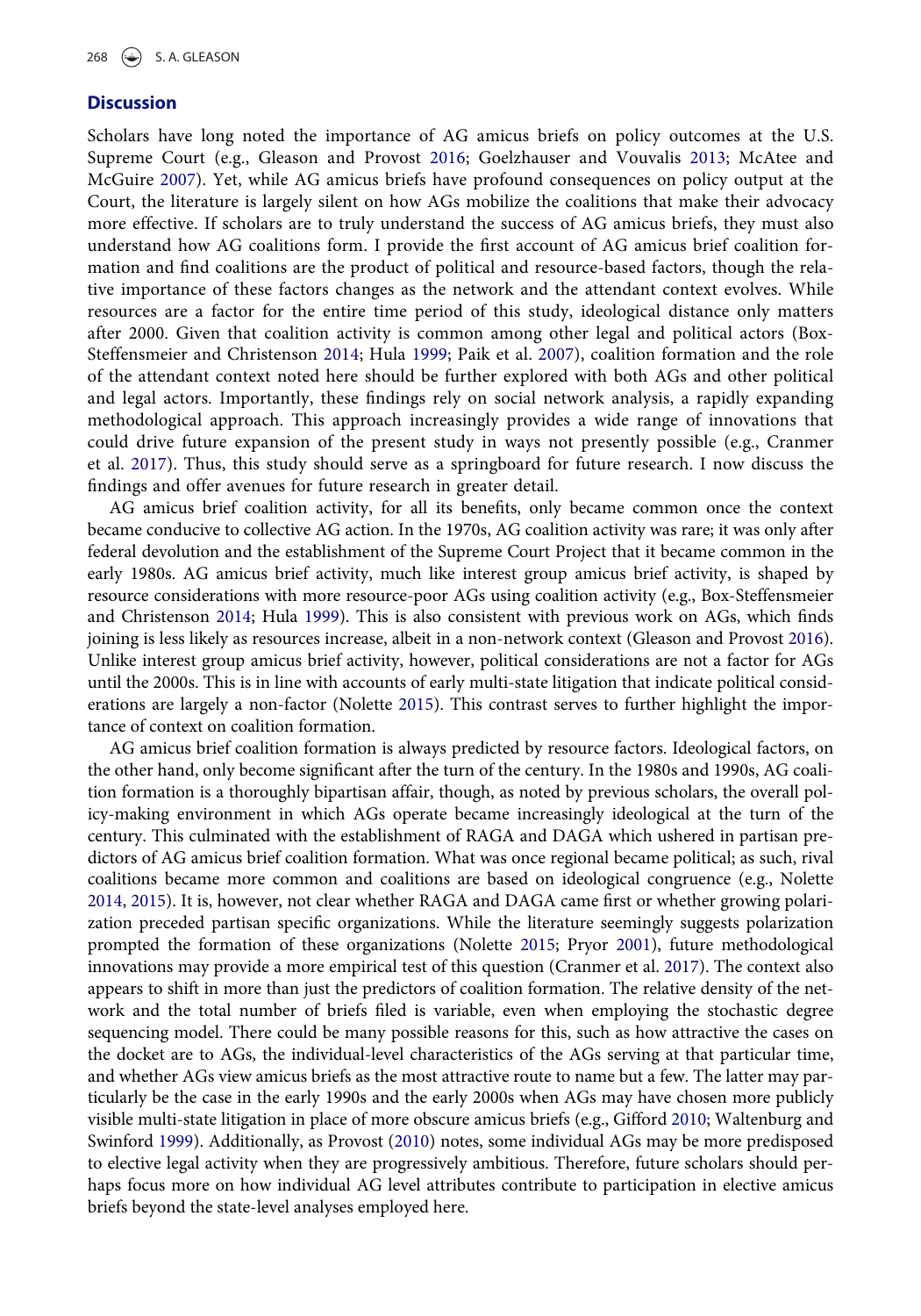## Discussion

Scholars have long noted the importance of AG amicus briefs on policy outcomes at the U.S. Supreme Court (e.g., Gleason and Provost 2016; Goelzhauser and Vouvalis 2013; McAtee and McGuire 2007). Yet, while AG amicus briefs have profound consequences on policy output at the Court, the literature is largely silent on how AGs mobilize the coalitions that make their advocacy more effective. If scholars are to truly understand the success of AG amicus briefs, they must also understand how AG coalitions form. I provide the first account of AG amicus brief coalition formation and find coalitions are the product of political and resource-based factors, though the relative importance of these factors changes as the network and the attendant context evolves. While resources are a factor for the entire time period of this study, ideological distance only matters after 2000. Given that coalition activity is common among other legal and political actors (Box-Steffensmeier and Christenson 2014; Hula 1999; Paik et al. 2007), coalition formation and the role of the attendant context noted here should be further explored with both AGs and other political and legal actors. Importantly, these findings rely on social network analysis, a rapidly expanding methodological approach. This approach increasingly provides a wide range of innovations that could drive future expansion of the present study in ways not presently possible (e.g., Cranmer et al. 2017). Thus, this study should serve as a springboard for future research. I now discuss the findings and offer avenues for future research in greater detail.

AG amicus brief coalition activity, for all its benefits, only became common once the context became conducive to collective AG action. In the 1970s, AG coalition activity was rare; it was only after federal devolution and the establishment of the Supreme Court Project that it became common in the early 1980s. AG amicus brief activity, much like interest group amicus brief activity, is shaped by resource considerations with more resource-poor AGs using coalition activity (e.g., Box-Steffensmeier and Christenson 2014; Hula 1999). This is also consistent with previous work on AGs, which finds joining is less likely as resources increase, albeit in a non-network context (Gleason and Provost 2016). Unlike interest group amicus brief activity, however, political considerations are not a factor for AGs until the 2000s. This is in line with accounts of early multi-state litigation that indicate political considerations are largely a non-factor (Nolette 2015). This contrast serves to further highlight the importance of context on coalition formation.

AG amicus brief coalition formation is always predicted by resource factors. Ideological factors, on the other hand, only become significant after the turn of the century. In the 1980s and 1990s, AG coalition formation is a thoroughly bipartisan affair, though, as noted by previous scholars, the overall policy-making environment in which AGs operate became increasingly ideological at the turn of the century. This culminated with the establishment of RAGA and DAGA which ushered in partisan predictors of AG amicus brief coalition formation. What was once regional became political; as such, rival coalitions became more common and coalitions are based on ideological congruence (e.g., Nolette 2014, 2015). It is, however, not clear whether RAGA and DAGA came first or whether growing polarization preceded partisan specific organizations. While the literature seemingly suggests polarization prompted the formation of these organizations (Nolette 2015; Pryor 2001), future methodological innovations may provide a more empirical test of this question (Cranmer et al. 2017). The context also appears to shift in more than just the predictors of coalition formation. The relative density of the network and the total number of briefs filed is variable, even when employing the stochastic degree sequencing model. There could be many possible reasons for this, such as how attractive the cases on the docket are to AGs, the individual-level characteristics of the AGs serving at that particular time, and whether AGs view amicus briefs as the most attractive route to name but a few. The latter may particularly be the case in the early 1990s and the early 2000s when AGs may have chosen more publicly visible multi-state litigation in place of more obscure amicus briefs (e.g., Gifford 2010; Waltenburg and Swinford 1999). Additionally, as Provost (2010) notes, some individual AGs may be more predisposed to elective legal activity when they are progressively ambitious. Therefore, future scholars should perhaps focus more on how individual AG level attributes contribute to participation in elective amicus briefs beyond the state-level analyses employed here.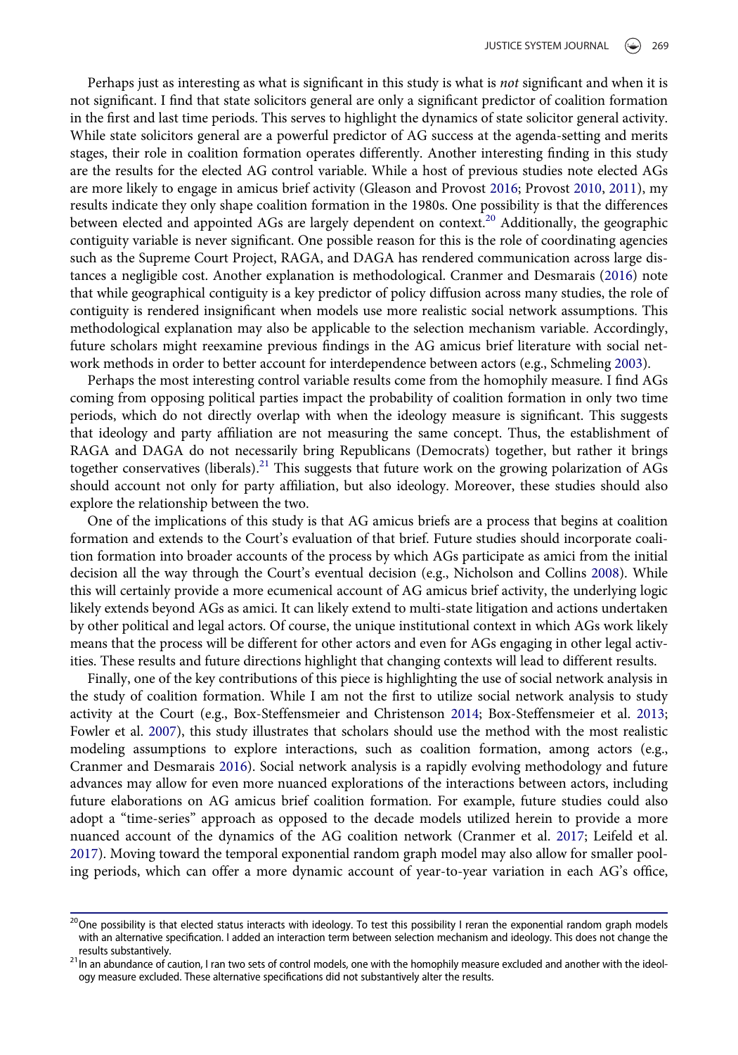Perhaps just as interesting as what is significant in this study is what is *not* significant and when it is not significant. I find that state solicitors general are only a significant predictor of coalition formation in the first and last time periods. This serves to highlight the dynamics of state solicitor general activity. While state solicitors general are a powerful predictor of AG success at the agenda-setting and merits stages, their role in coalition formation operates differently. Another interesting finding in this study are the results for the elected AG control variable. While a host of previous studies note elected AGs are more likely to engage in amicus brief activity (Gleason and Provost 2016; Provost 2010, 2011), my results indicate they only shape coalition formation in the 1980s. One possibility is that the differences between elected and appointed AGs are largely dependent on context.[20] Additionally, the geographic contiguity variable is never significant. One possible reason for this is the role of coordinating agencies such as the Supreme Court Project, RAGA, and DAGA has rendered communication across large distances a negligible cost. Another explanation is methodological. Cranmer and Desmarais (2016) note that while geographical contiguity is a key predictor of policy diffusion across many studies, the role of contiguity is rendered insignificant when models use more realistic social network assumptions. This methodological explanation may also be applicable to the selection mechanism variable. Accordingly, future scholars might reexamine previous findings in the AG amicus brief literature with social network methods in order to better account for interdependence between actors (e.g., Schmeling 2003).

Perhaps the most interesting control variable results come from the homophily measure. I find AGs coming from opposing political parties impact the probability of coalition formation in only two time periods, which do not directly overlap with when the ideology measure is significant. This suggests that ideology and party affiliation are not measuring the same concept. Thus, the establishment of RAGA and DAGA do not necessarily bring Republicans (Democrats) together, but rather it brings together conservatives (liberals).[21] This suggests that future work on the growing polarization of AGs should account not only for party affiliation, but also ideology. Moreover, these studies should also explore the relationship between the two.

One of the implications of this study is that AG amicus briefs are a process that begins at coalition formation and extends to the Court's evaluation of that brief. Future studies should incorporate coalition formation into broader accounts of the process by which AGs participate as amici from the initial decision all the way through the Court's eventual decision (e.g., Nicholson and Collins 2008). While this will certainly provide a more ecumenical account of AG amicus brief activity, the underlying logic likely extends beyond AGs as amici. It can likely extend to multi-state litigation and actions undertaken by other political and legal actors. Of course, the unique institutional context in which AGs work likely means that the process will be different for other actors and even for AGs engaging in other legal activities. These results and future directions highlight that changing contexts will lead to different results.

Finally, one of the key contributions of this piece is highlighting the use of social network analysis in the study of coalition formation. While I am not the first to utilize social network analysis to study activity at the Court (e.g., Box-Steffensmeier and Christenson 2014; Box-Steffensmeier et al. 2013; Fowler et al. 2007), this study illustrates that scholars should use the method with the most realistic modeling assumptions to explore interactions, such as coalition formation, among actors (e.g., Cranmer and Desmarais 2016). Social network analysis is a rapidly evolving methodology and future advances may allow for even more nuanced explorations of the interactions between actors, including future elaborations on AG amicus brief coalition formation. For example, future studies could also adopt a "time-series" approach as opposed to the decade models utilized herein to provide a more nuanced account of the dynamics of the AG coalition network (Cranmer et al. 2017; Leifeld et al. 2017). Moving toward the temporal exponential random graph model may also allow for smaller pooling periods, which can offer a more dynamic account of year-to-year variation in each AG's office,

---

[20] One possibility is that elected status interacts with ideology. To test this possibility I reran the exponential random graph models with an alternative specification. I added an interaction term between selection mechanism and ideology. This does not change the results substantively.

[21] In an abundance of caution, I ran two sets of control models, one with the homophily measure excluded and another with the ideology measure excluded. These alternative specifications did not substantively alter the results.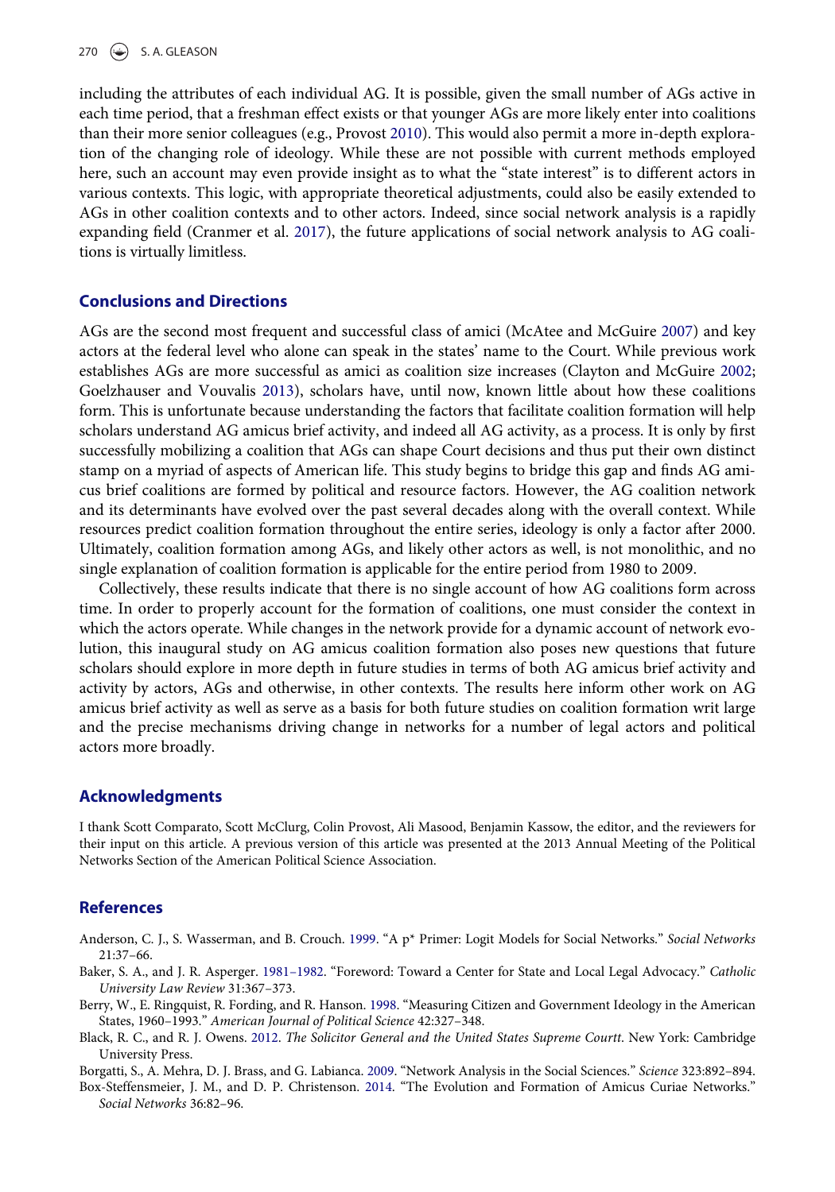including the attributes of each individual AG. It is possible, given the small number of AGs active in each time period, that a freshman effect exists or that younger AGs are more likely enter into coalitions than their more senior colleagues (e.g., Provost 2010). This would also permit a more in-depth exploration of the changing role of ideology. While these are not possible with current methods employed here, such an account may even provide insight as to what the "state interest" is to different actors in various contexts. This logic, with appropriate theoretical adjustments, could also be easily extended to AGs in other coalition contexts and to other actors. Indeed, since social network analysis is a rapidly expanding field (Cranmer et al. 2017), the future applications of social network analysis to AG coalitions is virtually limitless.

## Conclusions and Directions

AGs are the second most frequent and successful class of amici (McAtee and McGuire 2007) and key actors at the federal level who alone can speak in the states' name to the Court. While previous work establishes AGs are more successful as amici as coalition size increases (Clayton and McGuire 2002; Goelzhauser and Vouvalis 2013), scholars have, until now, known little about how these coalitions form. This is unfortunate because understanding the factors that facilitate coalition formation will help scholars understand AG amicus brief activity, and indeed all AG activity, as a process. It is only by first successfully mobilizing a coalition that AGs can shape Court decisions and thus put their own distinct stamp on a myriad of aspects of American life. This study begins to bridge this gap and finds AG amicus brief coalitions are formed by political and resource factors. However, the AG coalition network and its determinants have evolved over the past several decades along with the overall context. While resources predict coalition formation throughout the entire series, ideology is only a factor after 2000. Ultimately, coalition formation among AGs, and likely other actors as well, is not monolithic, and no single explanation of coalition formation is applicable for the entire period from 1980 to 2009.

Collectively, these results indicate that there is no single account of how AG coalitions form across time. In order to properly account for the formation of coalitions, one must consider the context in which the actors operate. While changes in the network provide for a dynamic account of network evolution, this inaugural study on AG amicus coalition formation also poses new questions that future scholars should explore in more depth in future studies in terms of both AG amicus brief activity and activity by actors, AGs and otherwise, in other contexts. The results here inform other work on AG amicus brief activity as well as serve as a basis for both future studies on coalition formation writ large and the precise mechanisms driving change in networks for a number of legal actors and political actors more broadly.

## Acknowledgments

I thank Scott Comparato, Scott McClurg, Colin Provost, Ali Masood, Benjamin Kassow, the editor, and the reviewers for their input on this article. A previous version of this article was presented at the 2013 Annual Meeting of the Political Networks Section of the American Political Science Association.

## References

Anderson, C. J., S. Wasserman, and B. Crouch. 1999. "A p* Primer: Logit Models for Social Networks." *Social Networks* 21:37–66.

Baker, S. A., and J. R. Asperger. 1981–1982. "Foreword: Toward a Center for State and Local Legal Advocacy." *Catholic University Law Review* 31:367–373.

Berry, W., E. Ringquist, R. Fording, and R. Hanson. 1998. "Measuring Citizen and Government Ideology in the American States, 1960–1993." *American Journal of Political Science* 42:327–348.

Black, R. C., and R. J. Owens. 2012. *The Solicitor General and the United States Supreme Courtt*. New York: Cambridge University Press.

Borgatti, S., A. Mehra, D. J. Brass, and G. Labianca. 2009. "Network Analysis in the Social Sciences." *Science* 323:892–894.

Box-Steffensmeier, J. M., and D. P. Christenson. 2014. "The Evolution and Formation of Amicus Curiae Networks." *Social Networks* 36:82–96.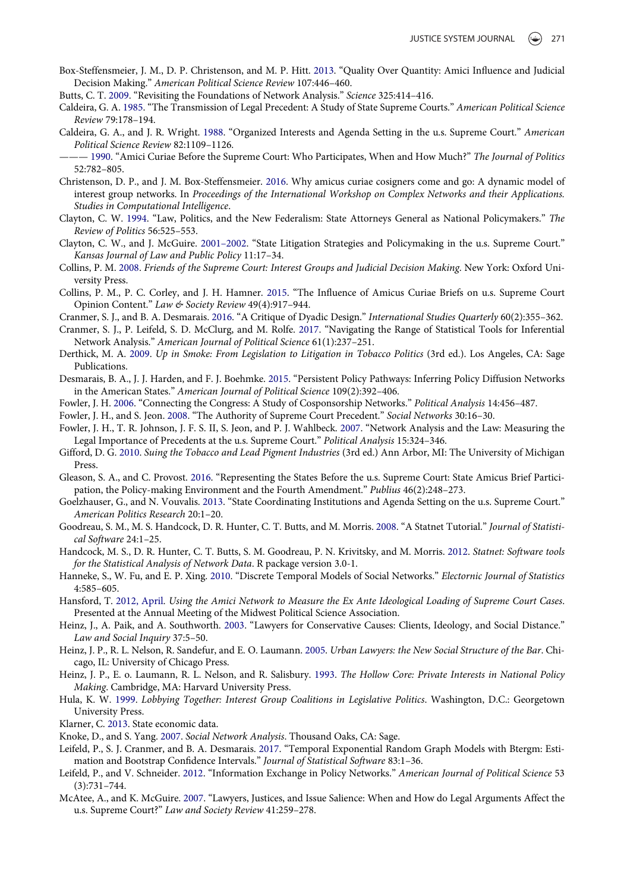Box-Steffensmeier, J. M., D. P. Christenson, and M. P. Hitt. 2013. "Quality Over Quantity: Amici Influence and Judicial Decision Making." *American Political Science Review* 107:446–460.

Butts, C. T. 2009. "Revisiting the Foundations of Network Analysis." *Science* 325:414–416.

Caldeira, G. A. 1985. "The Transmission of Legal Precedent: A Study of State Supreme Courts." *American Political Science Review* 79:178–194.

Caldeira, G. A., and J. R. Wright. 1988. "Organized Interests and Agenda Setting in the u.s. Supreme Court." *American Political Science Review* 82:1109–1126.

——— 1990. "Amici Curiae Before the Supreme Court: Who Participates, When and How Much?" *The Journal of Politics* 52:782–805.

Christenson, D. P., and J. M. Box-Steffensmeier. 2016. Why amicus curiae cosigners come and go: A dynamic model of interest group networks. In *Proceedings of the International Workshop on Complex Networks and their Applications. Studies in Computational Intelligence*.

Clayton, C. W. 1994. "Law, Politics, and the New Federalism: State Attorneys General as National Policymakers." *The Review of Politics* 56:525–553.

Clayton, C. W., and J. McGuire. 2001–2002. "State Litigation Strategies and Policymaking in the u.s. Supreme Court." *Kansas Journal of Law and Public Policy* 11:17–34.

Collins, P. M. 2008. *Friends of the Supreme Court: Interest Groups and Judicial Decision Making*. New York: Oxford University Press.

Collins, P. M., P. C. Corley, and J. H. Hamner. 2015. "The Influence of Amicus Curiae Briefs on u.s. Supreme Court Opinion Content." *Law & Society Review* 49(4):917–944.

Cranmer, S. J., and B. A. Desmarais. 2016. "A Critique of Dyadic Design." *International Studies Quarterly* 60(2):355–362.

Cranmer, S. J., P. Leifeld, S. D. McClurg, and M. Rolfe. 2017. "Navigating the Range of Statistical Tools for Inferential Network Analysis." *American Journal of Political Science* 61(1):237–251.

Derthick, M. A. 2009. *Up in Smoke: From Legislation to Litigation in Tobacco Politics* (3rd ed.). Los Angeles, CA: Sage Publications.

Desmarais, B. A., J. J. Harden, and F. J. Boehmke. 2015. "Persistent Policy Pathways: Inferring Policy Diffusion Networks in the American States." *American Journal of Political Science* 109(2):392–406.

Fowler, J. H. 2006. "Connecting the Congress: A Study of Cosponsorship Networks." *Political Analysis* 14:456–487.

Fowler, J. H., and S. Jeon. 2008. "The Authority of Supreme Court Precedent." *Social Networks* 30:16–30.

Fowler, J. H., T. R. Johnson, J. F. S. II, S. Jeon, and P. J. Wahlbeck. 2007. "Network Analysis and the Law: Measuring the Legal Importance of Precedents at the u.s. Supreme Court." *Political Analysis* 15:324–346.

Gifford, D. G. 2010. *Suing the Tobacco and Lead Pigment Industries* (3rd ed.) Ann Arbor, MI: The University of Michigan Press.

Gleason, S. A., and C. Provost. 2016. "Representing the States Before the u.s. Supreme Court: State Amicus Brief Participation, the Policy-making Environment and the Fourth Amendment." *Publius* 46(2):248–273.

Goelzhauser, G., and N. Vouvalis. 2013. "State Coordinating Institutions and Agenda Setting on the u.s. Supreme Court." *American Politics Research* 20:1–20.

Goodreau, S. M., M. S. Handcock, D. R. Hunter, C. T. Butts, and M. Morris. 2008. "A Statnet Tutorial." *Journal of Statistical Software* 24:1–25.

Handcock, M. S., D. R. Hunter, C. T. Butts, S. M. Goodreau, P. N. Krivitsky, and M. Morris. 2012. *Statnet: Software tools for the Statistical Analysis of Network Data*. R package version 3.0-1.

Hanneke, S., W. Fu, and E. P. Xing. 2010. "Discrete Temporal Models of Social Networks." *Electornic Journal of Statistics* 4:585–605.

Hansford, T. 2012, April. *Using the Amici Network to Measure the Ex Ante Ideological Loading of Supreme Court Cases*. Presented at the Annual Meeting of the Midwest Political Science Association.

Heinz, J., A. Paik, and A. Southworth. 2003. "Lawyers for Conservative Causes: Clients, Ideology, and Social Distance." *Law and Social Inquiry* 37:5–50.

Heinz, J. P., R. L. Nelson, R. Sandefur, and E. O. Laumann. 2005. *Urban Lawyers: the New Social Structure of the Bar*. Chicago, IL: University of Chicago Press.

Heinz, J. P., E. o. Laumann, R. L. Nelson, and R. Salisbury. 1993. *The Hollow Core: Private Interests in National Policy Making*. Cambridge, MA: Harvard University Press.

Hula, K. W. 1999. *Lobbying Together: Interest Group Coalitions in Legislative Politics*. Washington, D.C.: Georgetown University Press.

Klarner, C. 2013. State economic data.

Knoke, D., and S. Yang. 2007. *Social Network Analysis*. Thousand Oaks, CA: Sage.

Leifeld, P., S. J. Cranmer, and B. A. Desmarais. 2017. "Temporal Exponential Random Graph Models with Btergm: Estimation and Bootstrap Confidence Intervals." *Journal of Statistical Software* 83:1–36.

Leifeld, P., and V. Schneider. 2012. "Information Exchange in Policy Networks." *American Journal of Political Science* 53 (3):731–744.

McAtee, A., and K. McGuire. 2007. "Lawyers, Justices, and Issue Salience: When and How do Legal Arguments Affect the u.s. Supreme Court?" *Law and Society Review* 41:259–278.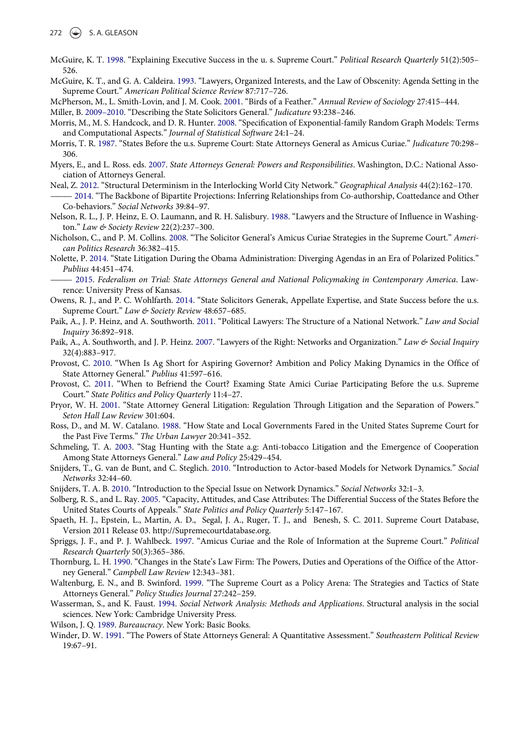McGuire, K. T. 1998. "Explaining Executive Success in the u. s. Supreme Court." *Political Research Quarterly* 51(2):505–526.

McGuire, K. T., and G. A. Caldeira. 1993. "Lawyers, Organized Interests, and the Law of Obscenity: Agenda Setting in the Supreme Court." *American Political Science Review* 87:717–726.

McPherson, M., L. Smith-Lovin, and J. M. Cook. 2001. "Birds of a Feather." *Annual Review of Sociology* 27:415–444.

Miller, B. 2009–2010. "Describing the State Solicitors General." *Judicature* 93:238–246.

Morris, M., M. S. Handcock, and D. R. Hunter. 2008. "Specification of Exponential-family Random Graph Models: Terms and Computational Aspects." *Journal of Statistical Software* 24:1–24.

Morris, T. R. 1987. "States Before the u.s. Supreme Court: State Attorneys General as Amicus Curiae." *Judicature* 70:298–306.

Myers, E., and L. Ross. eds. 2007. *State Attorneys General: Powers and Responsibilities*. Washington, D.C.: National Association of Attorneys General.

Neal, Z. 2012. "Structural Determinism in the Interlocking World City Network." *Geographical Analysis* 44(2):162–170.

——— 2014. "The Backbone of Bipartite Projections: Inferring Relationships from Co-authorship, Coattedance and Other Co-behaviors." *Social Networks* 39:84–97.

Nelson, R. L., J. P. Heinz, E. O. Laumann, and R. H. Salisbury. 1988. "Lawyers and the Structure of Influence in Washington." *Law & Society Review* 22(2):237–300.

Nicholson, C., and P. M. Collins. 2008. "The Solicitor General's Amicus Curiae Strategies in the Supreme Court." *American Politics Research* 36:382–415.

Nolette, P. 2014. "State Litigation During the Obama Administration: Diverging Agendas in an Era of Polarized Politics." *Publius* 44:451–474.

——— 2015. *Federalism on Trial: State Attorneys General and National Policymaking in Contemporary America*. Lawrence: University Press of Kansas.

Owens, R. J., and P. C. Wohlfarth. 2014. "State Solicitors Generak, Appellate Expertise, and State Success before the u.s. Supreme Court." *Law & Society Review* 48:657–685.

Paik, A., J. P. Heinz, and A. Southworth. 2011. "Political Lawyers: The Structure of a National Network." *Law and Social Inquiry* 36:892–918.

Paik, A., A. Southworth, and J. P. Heinz. 2007. "Lawyers of the Right: Networks and Organization." *Law & Social Inquiry* 32(4):883–917.

Provost, C. 2010. "When Is Ag Short for Aspiring Governor? Ambition and Policy Making Dynamics in the Office of State Attorney General." *Publius* 41:597–616.

Provost, C. 2011. "When to Befriend the Court? Examing State Amici Curiae Participating Before the u.s. Supreme Court." *State Politics and Policy Quarterly* 11:4–27.

Pryor, W. H. 2001. "State Attorney General Litigation: Regulation Through Litigation and the Separation of Powers." *Seton Hall Law Review* 301:604.

Ross, D., and M. W. Catalano. 1988. "How State and Local Governments Fared in the United States Supreme Court for the Past Five Terms." *The Urban Lawyer* 20:341–352.

Schmeling, T. A. 2003. "Stag Hunting with the State a.g: Anti-tobacco Litigation and the Emergence of Cooperation Among State Attorneys General." *Law and Policy* 25:429–454.

Snijders, T., G. van de Bunt, and C. Steglich. 2010. "Introduction to Actor-based Models for Network Dynamics." *Social Networks* 32:44–60.

Snijders, T. A. B. 2010. "Introduction to the Special Issue on Network Dynamics." *Social Networks* 32:1–3.

Solberg, R. S., and L. Ray. 2005. "Capacity, Attitudes, and Case Attributes: The Differential Success of the States Before the United States Courts of Appeals." *State Politics and Policy Quarterly* 5:147–167.

Spaeth, H. J., Epstein, L., Martin, A. D., Segal, J. A., Ruger, T. J., and Benesh, S. C. 2011. Supreme Court Database, Version 2011 Release 03. http://Supremecourtdatabase.org.

Spriggs, J. F., and P. J. Wahlbeck. 1997. "Amicus Curiae and the Role of Information at the Supreme Court." *Political Research Quarterly* 50(3):365–386.

Thornburg, L. H. 1990. "Changes in the State's Law Firm: The Powers, Duties and Operations of the Oiffice of the Attorney General." *Campbell Law Review* 12:343–381.

Waltenburg, E. N., and B. Swinford. 1999. "The Supreme Court as a Policy Arena: The Strategies and Tactics of State Attorneys General." *Policy Studies Journal* 27:242–259.

Wasserman, S., and K. Faust. 1994. *Social Network Analysis: Methods and Applications*. Structural analysis in the social sciences. New York: Cambridge University Press.

Wilson, J. Q. 1989. *Bureaucracy*. New York: Basic Books.

Winder, D. W. 1991. "The Powers of State Attorneys General: A Quantitative Assessment." *Southeastern Political Review* 19:67–91.